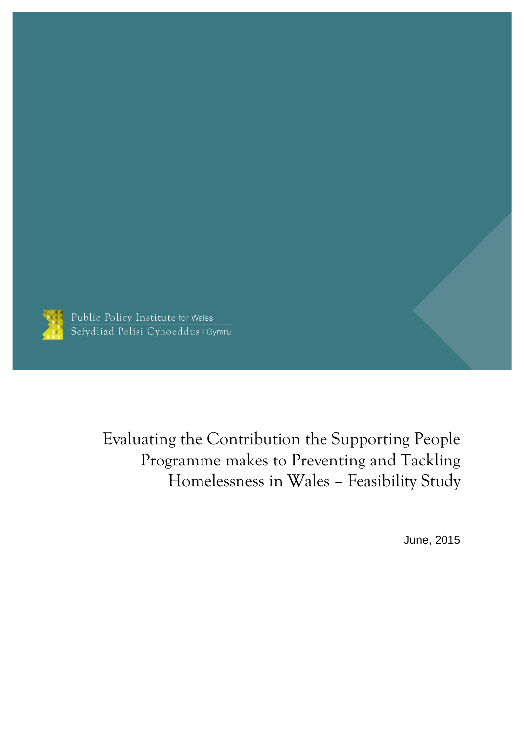Public Policy Institute for Wales
Sefydliad Polisi Cyhoeddus i Gymru

# Evaluating the Contribution the Supporting People Programme makes to Preventing and Tackling Homelessness in Wales – Feasibility Study

June, 2015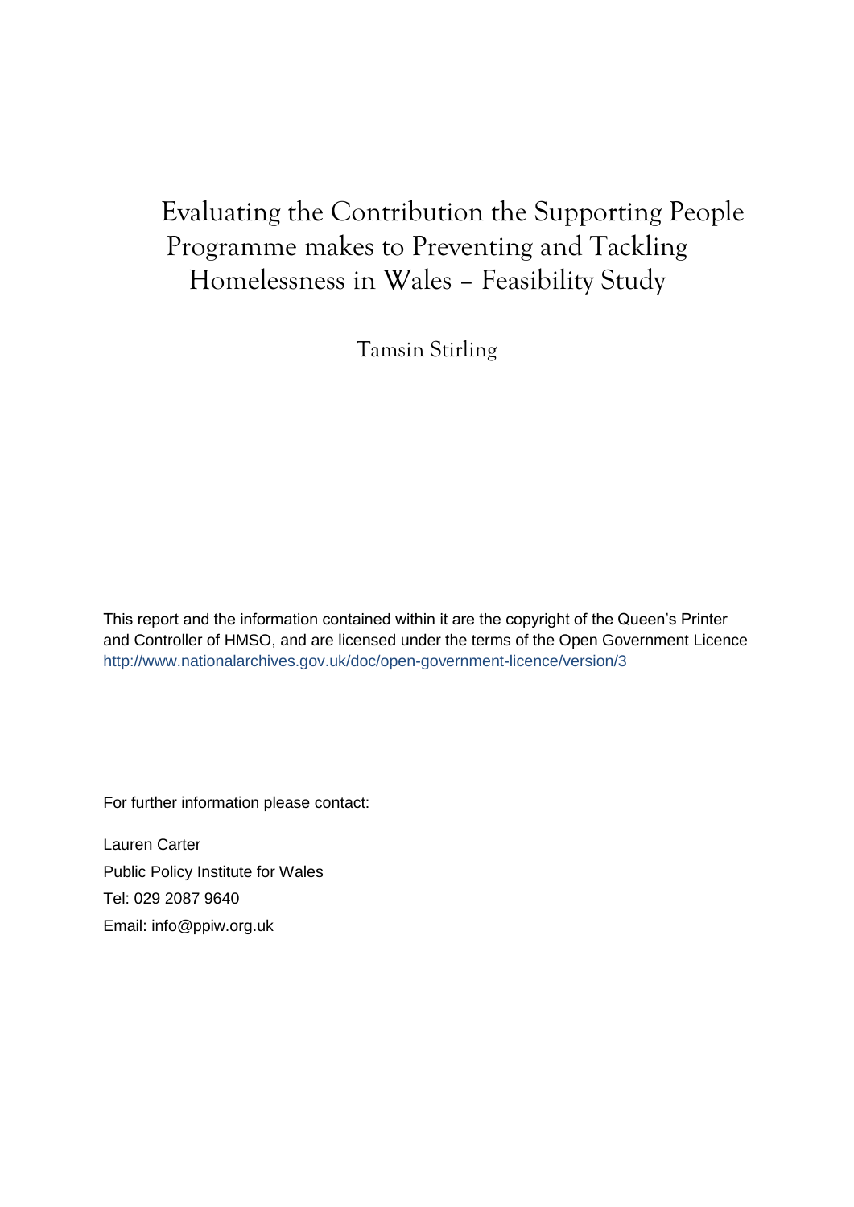# Evaluating the Contribution the Supporting People Programme makes to Preventing and Tackling Homelessness in Wales – Feasibility Study

Tamsin Stirling

This report and the information contained within it are the copyright of the Queen's Printer and Controller of HMSO, and are licensed under the terms of the Open Government Licence http://www.nationalarchives.gov.uk/doc/open-government-licence/version/3

For further information please contact:

Lauren Carter  
Public Policy Institute for Wales  
Tel: 029 2087 9640  
Email: info@ppiw.org.uk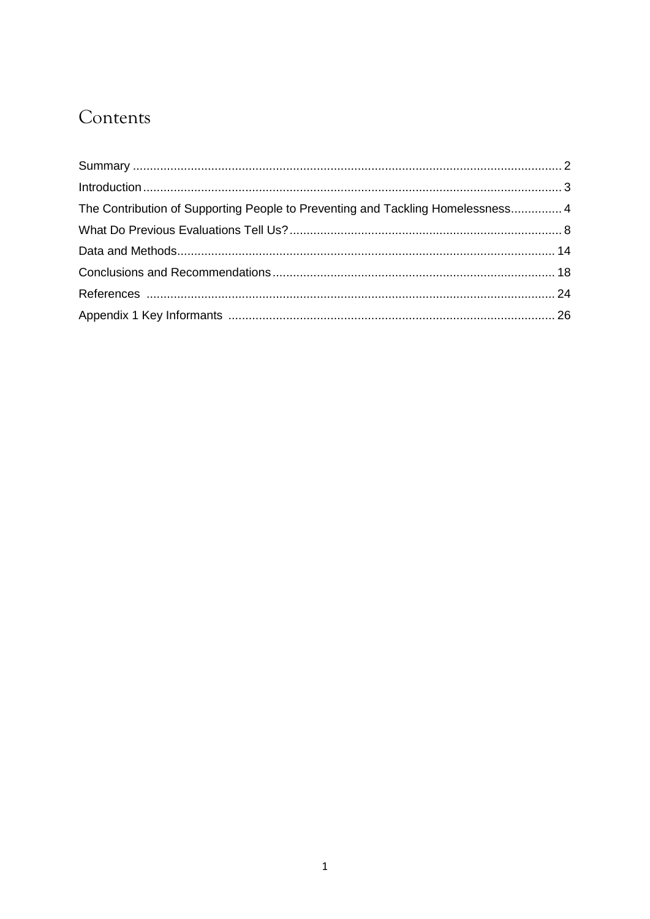# Contents

Summary ............................................................................................................................ 2
Introduction ........................................................................................................................ 3
The Contribution of Supporting People to Preventing and Tackling Homelessness............... 4
What Do Previous Evaluations Tell Us? ............................................................................... 8
Data and Methods.............................................................................................................. 14
Conclusions and Recommendations .................................................................................. 18
References ....................................................................................................................... 24
Appendix 1 Key Informants ............................................................................................... 26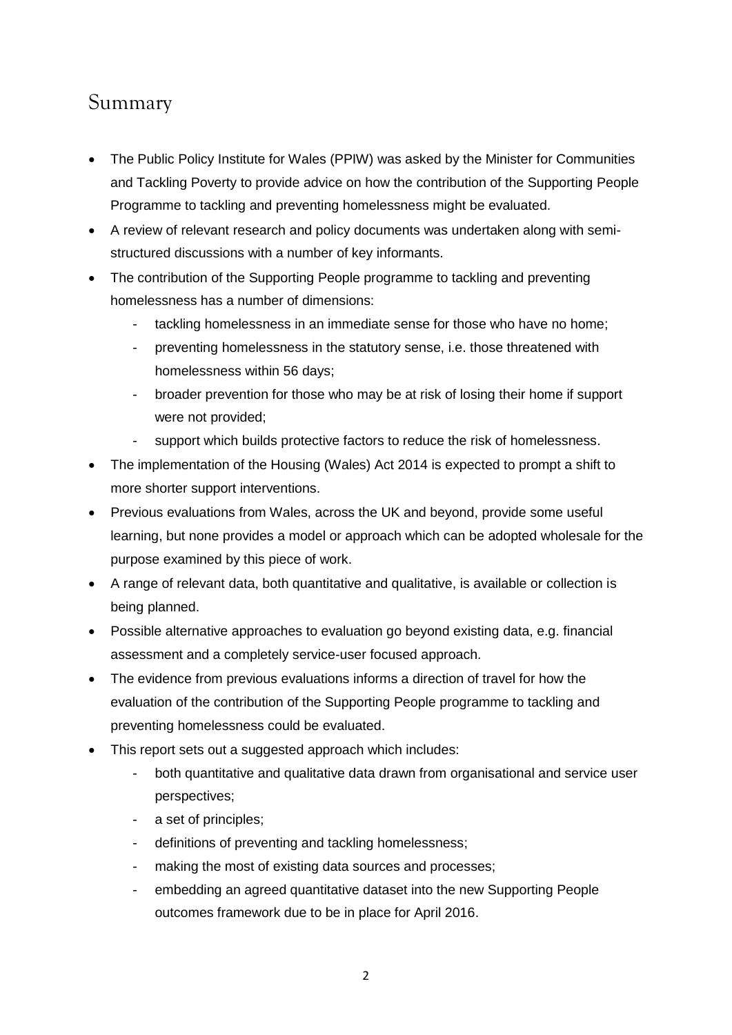## Summary

- The Public Policy Institute for Wales (PPIW) was asked by the Minister for Communities and Tackling Poverty to provide advice on how the contribution of the Supporting People Programme to tackling and preventing homelessness might be evaluated.
- A review of relevant research and policy documents was undertaken along with semi-structured discussions with a number of key informants.
- The contribution of the Supporting People programme to tackling and preventing homelessness has a number of dimensions:
  - tackling homelessness in an immediate sense for those who have no home;
  - preventing homelessness in the statutory sense, i.e. those threatened with homelessness within 56 days;
  - broader prevention for those who may be at risk of losing their home if support were not provided;
  - support which builds protective factors to reduce the risk of homelessness.
- The implementation of the Housing (Wales) Act 2014 is expected to prompt a shift to more shorter support interventions.
- Previous evaluations from Wales, across the UK and beyond, provide some useful learning, but none provides a model or approach which can be adopted wholesale for the purpose examined by this piece of work.
- A range of relevant data, both quantitative and qualitative, is available or collection is being planned.
- Possible alternative approaches to evaluation go beyond existing data, e.g. financial assessment and a completely service-user focused approach.
- The evidence from previous evaluations informs a direction of travel for how the evaluation of the contribution of the Supporting People programme to tackling and preventing homelessness could be evaluated.
- This report sets out a suggested approach which includes:
  - both quantitative and qualitative data drawn from organisational and service user perspectives;
  - a set of principles;
  - definitions of preventing and tackling homelessness;
  - making the most of existing data sources and processes;
  - embedding an agreed quantitative dataset into the new Supporting People outcomes framework due to be in place for April 2016.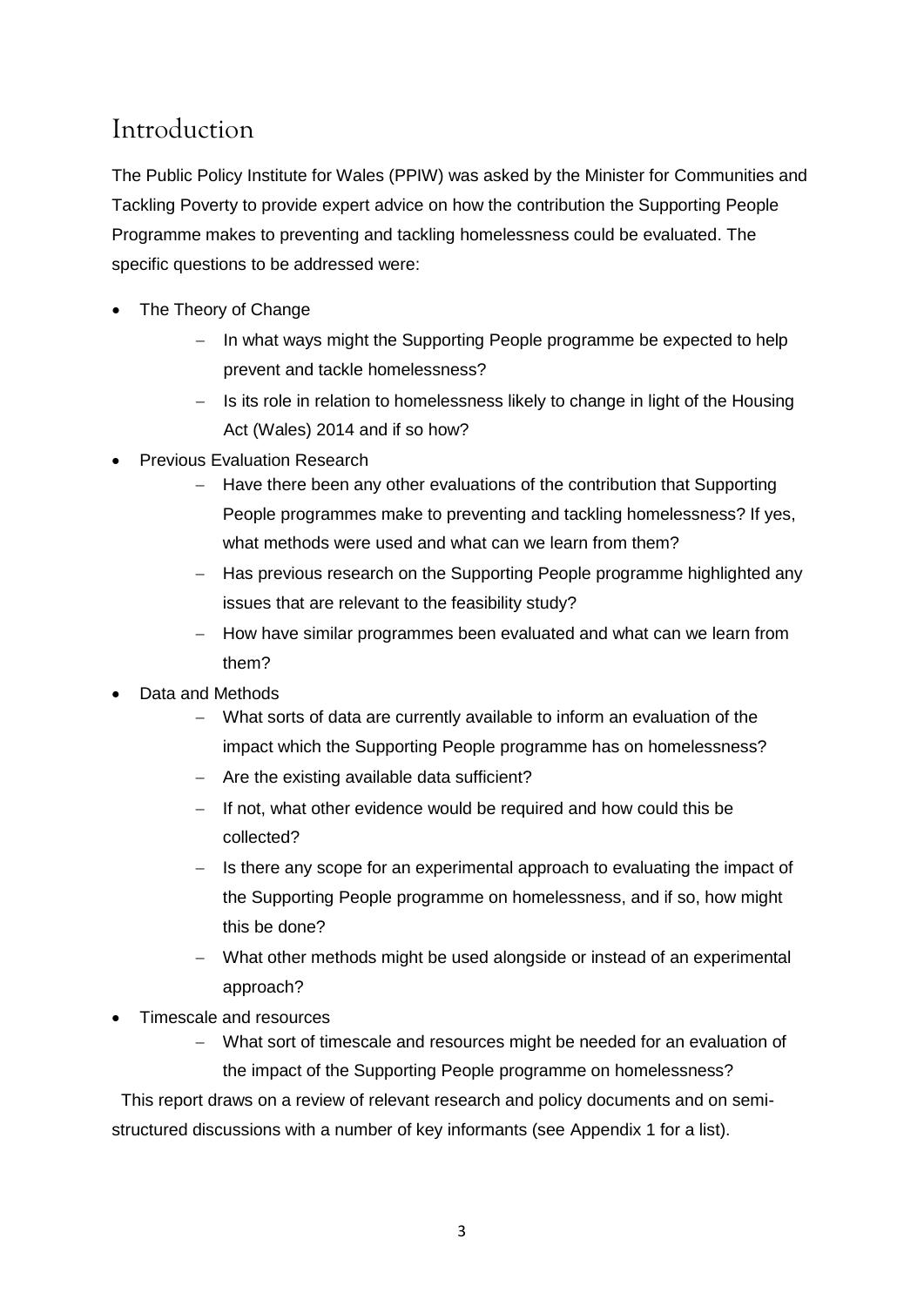# Introduction

The Public Policy Institute for Wales (PPIW) was asked by the Minister for Communities and Tackling Poverty to provide expert advice on how the contribution the Supporting People Programme makes to preventing and tackling homelessness could be evaluated. The specific questions to be addressed were:

- The Theory of Change
  - In what ways might the Supporting People programme be expected to help prevent and tackle homelessness?
  - Is its role in relation to homelessness likely to change in light of the Housing Act (Wales) 2014 and if so how?
- Previous Evaluation Research
  - Have there been any other evaluations of the contribution that Supporting People programmes make to preventing and tackling homelessness? If yes, what methods were used and what can we learn from them?
  - Has previous research on the Supporting People programme highlighted any issues that are relevant to the feasibility study?
  - How have similar programmes been evaluated and what can we learn from them?
- Data and Methods
  - What sorts of data are currently available to inform an evaluation of the impact which the Supporting People programme has on homelessness?
  - Are the existing available data sufficient?
  - If not, what other evidence would be required and how could this be collected?
  - Is there any scope for an experimental approach to evaluating the impact of the Supporting People programme on homelessness, and if so, how might this be done?
  - What other methods might be used alongside or instead of an experimental approach?
- Timescale and resources
  - What sort of timescale and resources might be needed for an evaluation of the impact of the Supporting People programme on homelessness?

This report draws on a review of relevant research and policy documents and on semi-structured discussions with a number of key informants (see Appendix 1 for a list).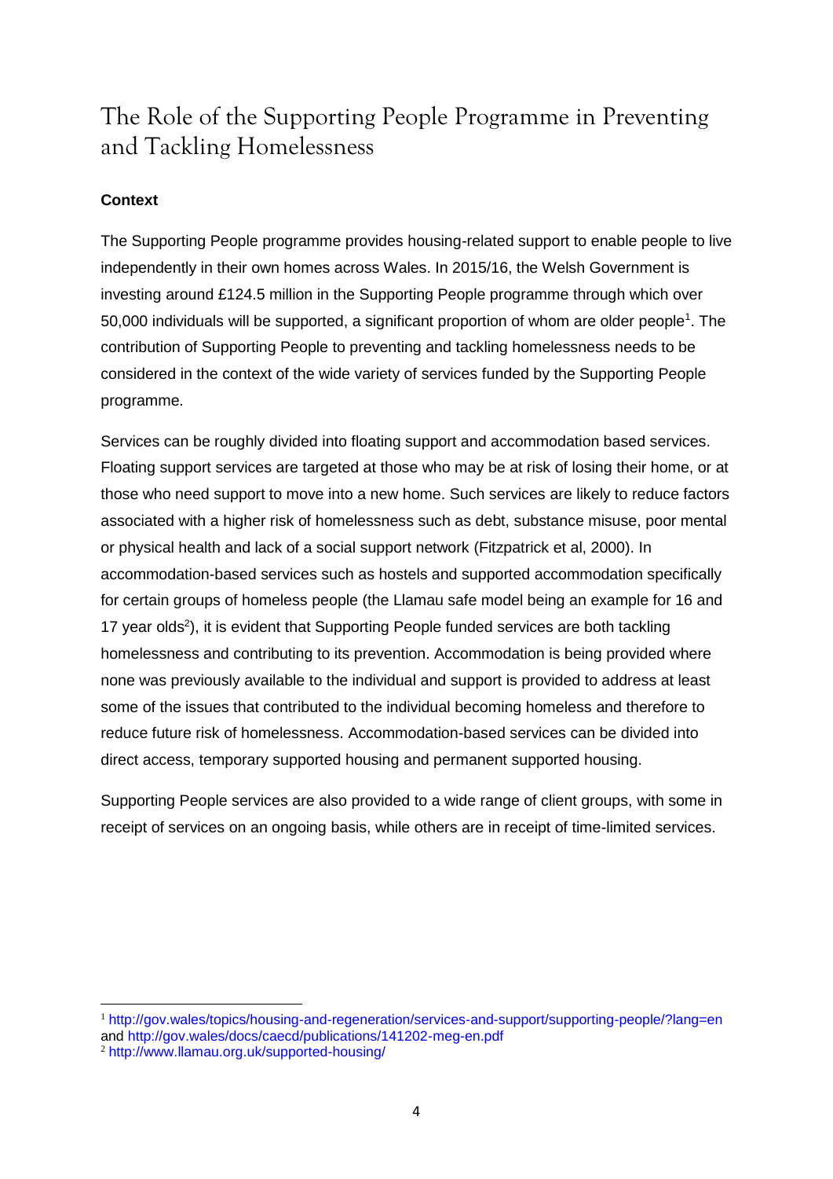# The Role of the Supporting People Programme in Preventing and Tackling Homelessness

**Context**

The Supporting People programme provides housing-related support to enable people to live independently in their own homes across Wales. In 2015/16, the Welsh Government is investing around £124.5 million in the Supporting People programme through which over 50,000 individuals will be supported, a significant proportion of whom are older people[1]. The contribution of Supporting People to preventing and tackling homelessness needs to be considered in the context of the wide variety of services funded by the Supporting People programme.

Services can be roughly divided into floating support and accommodation based services. Floating support services are targeted at those who may be at risk of losing their home, or at those who need support to move into a new home. Such services are likely to reduce factors associated with a higher risk of homelessness such as debt, substance misuse, poor mental or physical health and lack of a social support network (Fitzpatrick et al, 2000). In accommodation-based services such as hostels and supported accommodation specifically for certain groups of homeless people (the Llamau safe model being an example for 16 and 17 year olds[2]), it is evident that Supporting People funded services are both tackling homelessness and contributing to its prevention. Accommodation is being provided where none was previously available to the individual and support is provided to address at least some of the issues that contributed to the individual becoming homeless and therefore to reduce future risk of homelessness. Accommodation-based services can be divided into direct access, temporary supported housing and permanent supported housing.

Supporting People services are also provided to a wide range of client groups, with some in receipt of services on an ongoing basis, while others are in receipt of time-limited services.

---

[1] http://gov.wales/topics/housing-and-regeneration/services-and-support/supporting-people/?lang=en and http://gov.wales/docs/caecd/publications/141202-meg-en.pdf

[2] http://www.llamau.org.uk/supported-housing/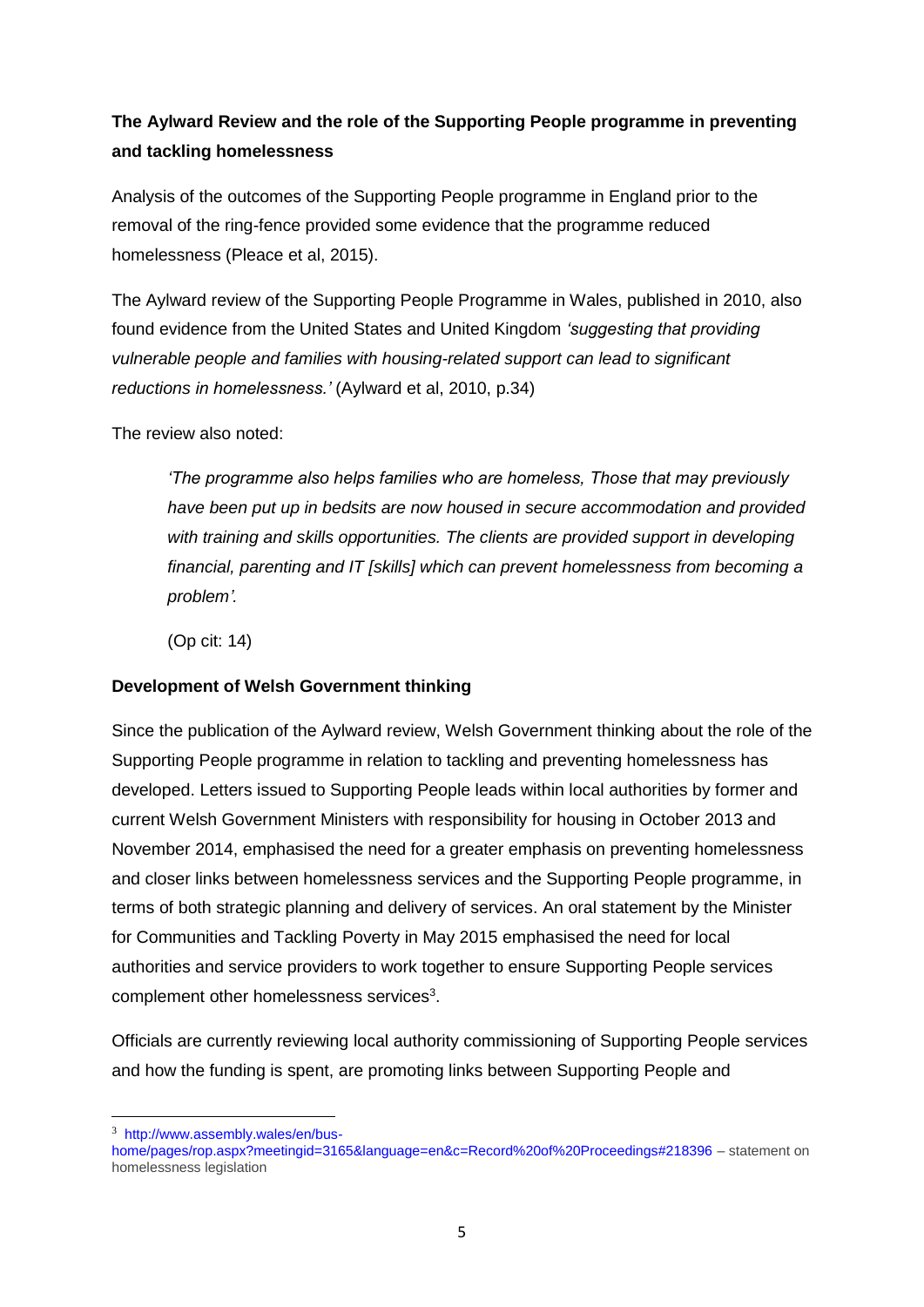**The Aylward Review and the role of the Supporting People programme in preventing and tackling homelessness**

Analysis of the outcomes of the Supporting People programme in England prior to the removal of the ring-fence provided some evidence that the programme reduced homelessness (Pleace et al, 2015).

The Aylward review of the Supporting People Programme in Wales, published in 2010, also found evidence from the United States and United Kingdom *'suggesting that providing vulnerable people and families with housing-related support can lead to significant reductions in homelessness.'* (Aylward et al, 2010, p.34)

The review also noted:

> *'The programme also helps families who are homeless, Those that may previously have been put up in bedsits are now housed in secure accommodation and provided with training and skills opportunities. The clients are provided support in developing financial, parenting and IT [skills] which can prevent homelessness from becoming a problem'.*
>
> (Op cit: 14)

**Development of Welsh Government thinking**

Since the publication of the Aylward review, Welsh Government thinking about the role of the Supporting People programme in relation to tackling and preventing homelessness has developed. Letters issued to Supporting People leads within local authorities by former and current Welsh Government Ministers with responsibility for housing in October 2013 and November 2014, emphasised the need for a greater emphasis on preventing homelessness and closer links between homelessness services and the Supporting People programme, in terms of both strategic planning and delivery of services. An oral statement by the Minister for Communities and Tackling Poverty in May 2015 emphasised the need for local authorities and service providers to work together to ensure Supporting People services complement other homelessness services[3].

Officials are currently reviewing local authority commissioning of Supporting People services and how the funding is spent, are promoting links between Supporting People and

[3] http://www.assembly.wales/en/bus-home/pages/rop.aspx?meetingid=3165&language=en&c=Record%20of%20Proceedings#218396 – statement on homelessness legislation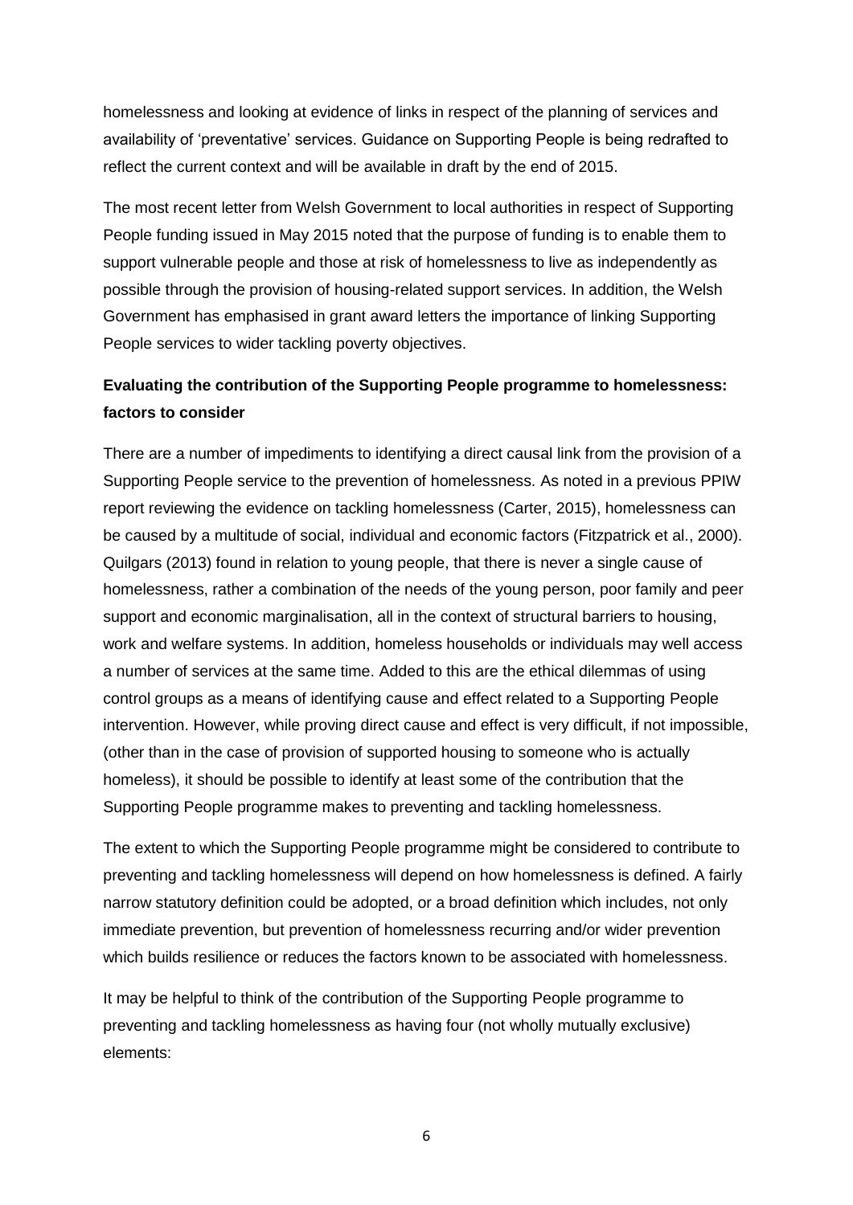homelessness and looking at evidence of links in respect of the planning of services and availability of 'preventative' services. Guidance on Supporting People is being redrafted to reflect the current context and will be available in draft by the end of 2015.

The most recent letter from Welsh Government to local authorities in respect of Supporting People funding issued in May 2015 noted that the purpose of funding is to enable them to support vulnerable people and those at risk of homelessness to live as independently as possible through the provision of housing-related support services. In addition, the Welsh Government has emphasised in grant award letters the importance of linking Supporting People services to wider tackling poverty objectives.

**Evaluating the contribution of the Supporting People programme to homelessness: factors to consider**

There are a number of impediments to identifying a direct causal link from the provision of a Supporting People service to the prevention of homelessness. As noted in a previous PPIW report reviewing the evidence on tackling homelessness (Carter, 2015), homelessness can be caused by a multitude of social, individual and economic factors (Fitzpatrick et al., 2000). Quilgars (2013) found in relation to young people, that there is never a single cause of homelessness, rather a combination of the needs of the young person, poor family and peer support and economic marginalisation, all in the context of structural barriers to housing, work and welfare systems. In addition, homeless households or individuals may well access a number of services at the same time. Added to this are the ethical dilemmas of using control groups as a means of identifying cause and effect related to a Supporting People intervention. However, while proving direct cause and effect is very difficult, if not impossible, (other than in the case of provision of supported housing to someone who is actually homeless), it should be possible to identify at least some of the contribution that the Supporting People programme makes to preventing and tackling homelessness.

The extent to which the Supporting People programme might be considered to contribute to preventing and tackling homelessness will depend on how homelessness is defined. A fairly narrow statutory definition could be adopted, or a broad definition which includes, not only immediate prevention, but prevention of homelessness recurring and/or wider prevention which builds resilience or reduces the factors known to be associated with homelessness.

It may be helpful to think of the contribution of the Supporting People programme to preventing and tackling homelessness as having four (not wholly mutually exclusive) elements: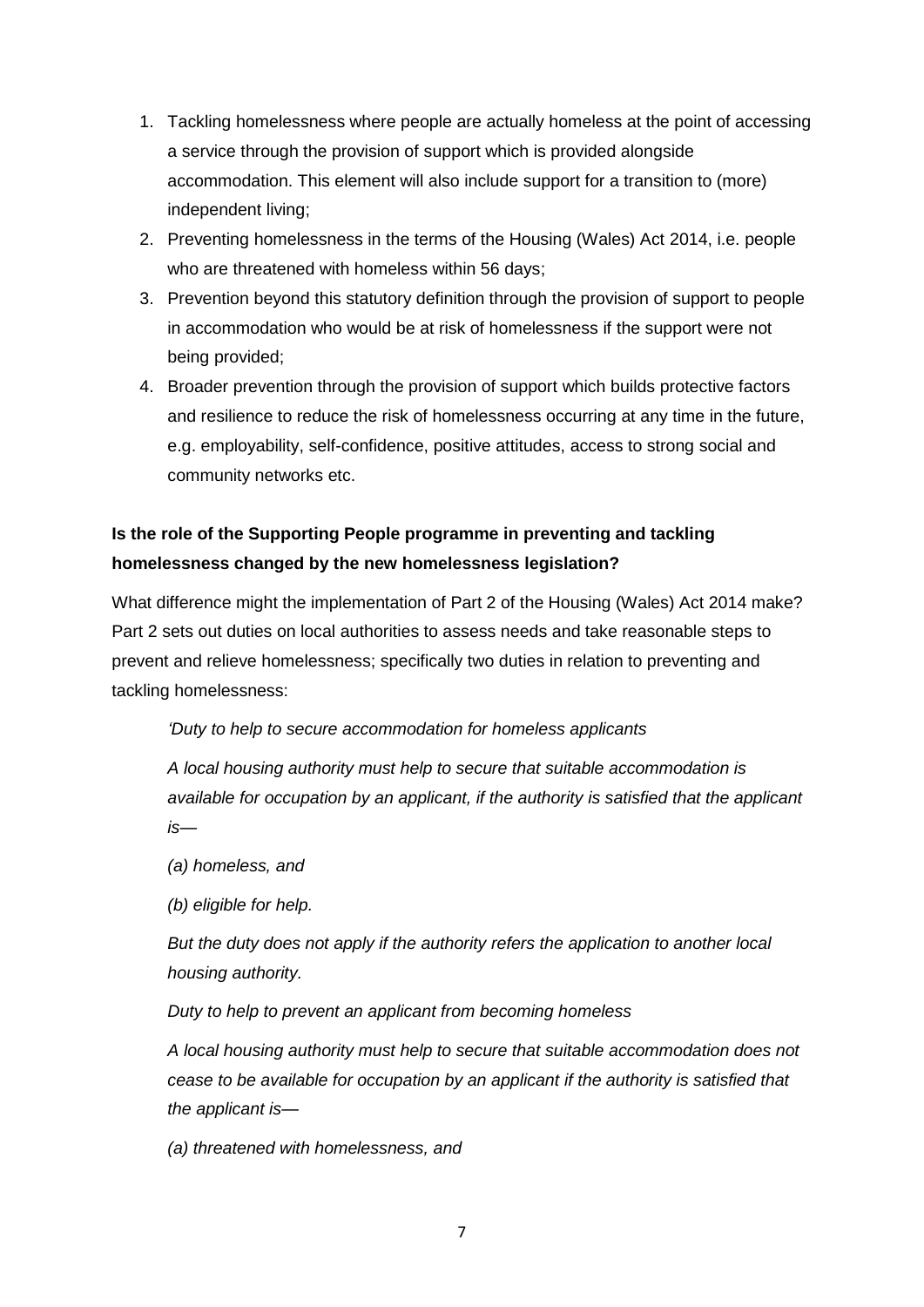1. Tackling homelessness where people are actually homeless at the point of accessing a service through the provision of support which is provided alongside accommodation. This element will also include support for a transition to (more) independent living;
2. Preventing homelessness in the terms of the Housing (Wales) Act 2014, i.e. people who are threatened with homeless within 56 days;
3. Prevention beyond this statutory definition through the provision of support to people in accommodation who would be at risk of homelessness if the support were not being provided;
4. Broader prevention through the provision of support which builds protective factors and resilience to reduce the risk of homelessness occurring at any time in the future, e.g. employability, self-confidence, positive attitudes, access to strong social and community networks etc.

**Is the role of the Supporting People programme in preventing and tackling homelessness changed by the new homelessness legislation?**

What difference might the implementation of Part 2 of the Housing (Wales) Act 2014 make? Part 2 sets out duties on local authorities to assess needs and take reasonable steps to prevent and relieve homelessness; specifically two duties in relation to preventing and tackling homelessness:

> *'Duty to help to secure accommodation for homeless applicants*
>
> *A local housing authority must help to secure that suitable accommodation is available for occupation by an applicant, if the authority is satisfied that the applicant is—*
>
> *(a) homeless, and*
>
> *(b) eligible for help.*
>
> *But the duty does not apply if the authority refers the application to another local housing authority.*
>
> *Duty to help to prevent an applicant from becoming homeless*
>
> *A local housing authority must help to secure that suitable accommodation does not cease to be available for occupation by an applicant if the authority is satisfied that the applicant is—*
>
> *(a) threatened with homelessness, and*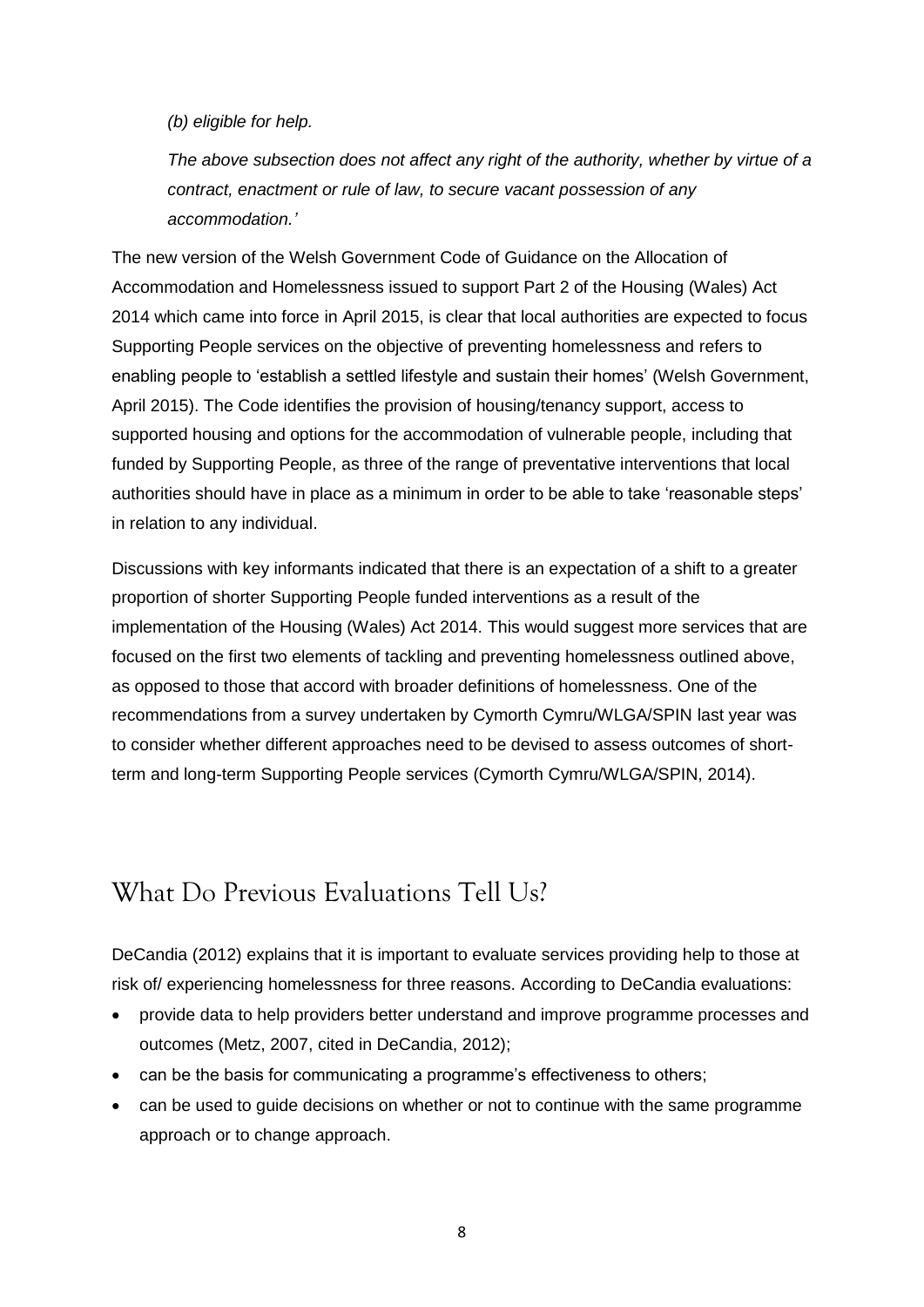*(b) eligible for help.*

*The above subsection does not affect any right of the authority, whether by virtue of a contract, enactment or rule of law, to secure vacant possession of any accommodation.'*

The new version of the Welsh Government Code of Guidance on the Allocation of Accommodation and Homelessness issued to support Part 2 of the Housing (Wales) Act 2014 which came into force in April 2015, is clear that local authorities are expected to focus Supporting People services on the objective of preventing homelessness and refers to enabling people to 'establish a settled lifestyle and sustain their homes' (Welsh Government, April 2015). The Code identifies the provision of housing/tenancy support, access to supported housing and options for the accommodation of vulnerable people, including that funded by Supporting People, as three of the range of preventative interventions that local authorities should have in place as a minimum in order to be able to take 'reasonable steps' in relation to any individual.

Discussions with key informants indicated that there is an expectation of a shift to a greater proportion of shorter Supporting People funded interventions as a result of the implementation of the Housing (Wales) Act 2014. This would suggest more services that are focused on the first two elements of tackling and preventing homelessness outlined above, as opposed to those that accord with broader definitions of homelessness. One of the recommendations from a survey undertaken by Cymorth Cymru/WLGA/SPIN last year was to consider whether different approaches need to be devised to assess outcomes of short-term and long-term Supporting People services (Cymorth Cymru/WLGA/SPIN, 2014).

## What Do Previous Evaluations Tell Us?

DeCandia (2012) explains that it is important to evaluate services providing help to those at risk of/ experiencing homelessness for three reasons. According to DeCandia evaluations:

- provide data to help providers better understand and improve programme processes and outcomes (Metz, 2007, cited in DeCandia, 2012);
- can be the basis for communicating a programme's effectiveness to others;
- can be used to guide decisions on whether or not to continue with the same programme approach or to change approach.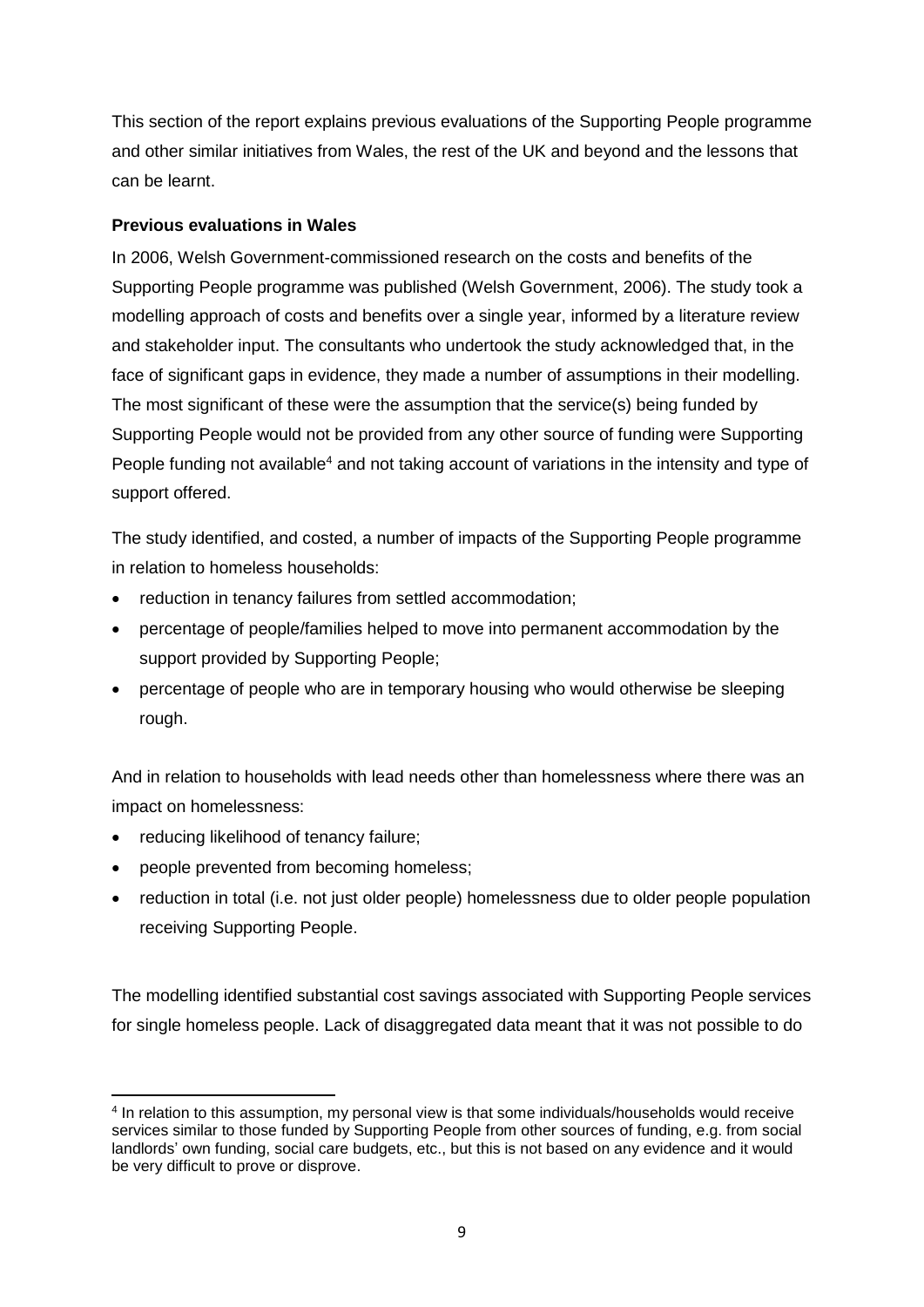This section of the report explains previous evaluations of the Supporting People programme and other similar initiatives from Wales, the rest of the UK and beyond and the lessons that can be learnt.

**Previous evaluations in Wales**

In 2006, Welsh Government-commissioned research on the costs and benefits of the Supporting People programme was published (Welsh Government, 2006). The study took a modelling approach of costs and benefits over a single year, informed by a literature review and stakeholder input. The consultants who undertook the study acknowledged that, in the face of significant gaps in evidence, they made a number of assumptions in their modelling. The most significant of these were the assumption that the service(s) being funded by Supporting People would not be provided from any other source of funding were Supporting People funding not available[4] and not taking account of variations in the intensity and type of support offered.

The study identified, and costed, a number of impacts of the Supporting People programme in relation to homeless households:

- reduction in tenancy failures from settled accommodation;
- percentage of people/families helped to move into permanent accommodation by the support provided by Supporting People;
- percentage of people who are in temporary housing who would otherwise be sleeping rough.

And in relation to households with lead needs other than homelessness where there was an impact on homelessness:

- reducing likelihood of tenancy failure;
- people prevented from becoming homeless;
- reduction in total (i.e. not just older people) homelessness due to older people population receiving Supporting People.

The modelling identified substantial cost savings associated with Supporting People services for single homeless people. Lack of disaggregated data meant that it was not possible to do

[4] In relation to this assumption, my personal view is that some individuals/households would receive services similar to those funded by Supporting People from other sources of funding, e.g. from social landlords' own funding, social care budgets, etc., but this is not based on any evidence and it would be very difficult to prove or disprove.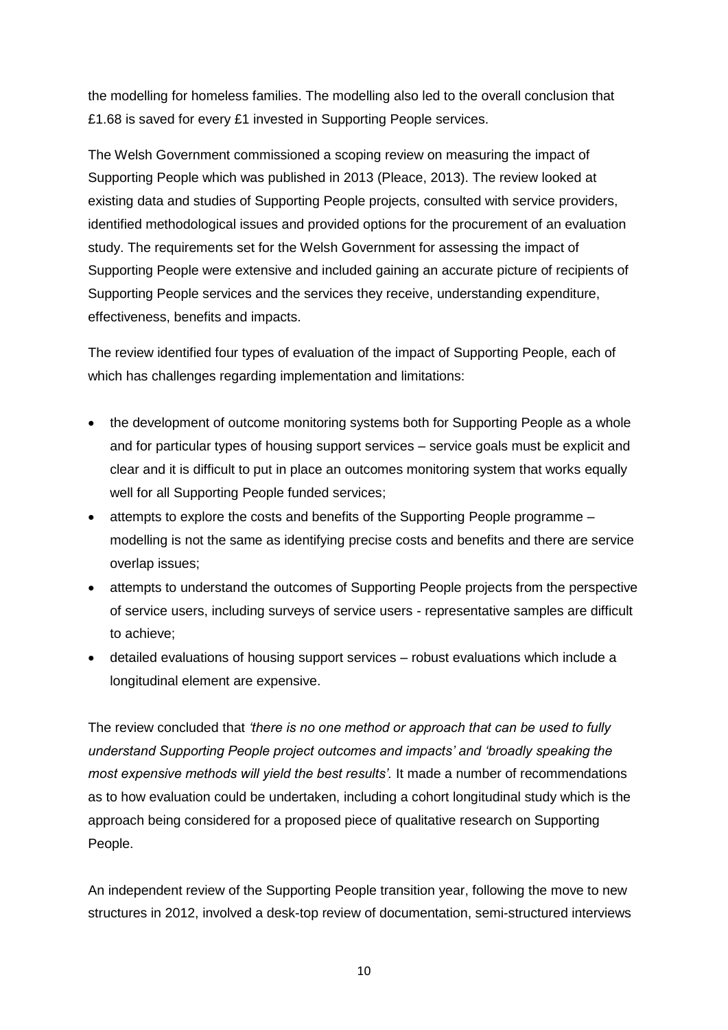the modelling for homeless families. The modelling also led to the overall conclusion that £1.68 is saved for every £1 invested in Supporting People services.

The Welsh Government commissioned a scoping review on measuring the impact of Supporting People which was published in 2013 (Pleace, 2013). The review looked at existing data and studies of Supporting People projects, consulted with service providers, identified methodological issues and provided options for the procurement of an evaluation study. The requirements set for the Welsh Government for assessing the impact of Supporting People were extensive and included gaining an accurate picture of recipients of Supporting People services and the services they receive, understanding expenditure, effectiveness, benefits and impacts.

The review identified four types of evaluation of the impact of Supporting People, each of which has challenges regarding implementation and limitations:

- the development of outcome monitoring systems both for Supporting People as a whole and for particular types of housing support services – service goals must be explicit and clear and it is difficult to put in place an outcomes monitoring system that works equally well for all Supporting People funded services;
- attempts to explore the costs and benefits of the Supporting People programme – modelling is not the same as identifying precise costs and benefits and there are service overlap issues;
- attempts to understand the outcomes of Supporting People projects from the perspective of service users, including surveys of service users - representative samples are difficult to achieve;
- detailed evaluations of housing support services – robust evaluations which include a longitudinal element are expensive.

The review concluded that *'there is no one method or approach that can be used to fully understand Supporting People project outcomes and impacts'* and *'broadly speaking the most expensive methods will yield the best results'.* It made a number of recommendations as to how evaluation could be undertaken, including a cohort longitudinal study which is the approach being considered for a proposed piece of qualitative research on Supporting People.

An independent review of the Supporting People transition year, following the move to new structures in 2012, involved a desk-top review of documentation, semi-structured interviews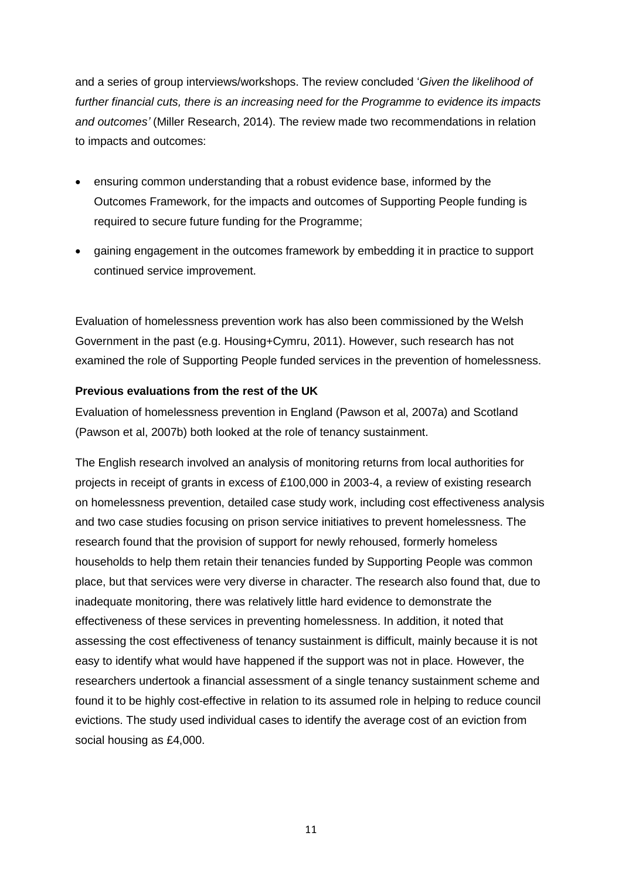and a series of group interviews/workshops. The review concluded '*Given the likelihood of further financial cuts, there is an increasing need for the Programme to evidence its impacts and outcomes'* (Miller Research, 2014). The review made two recommendations in relation to impacts and outcomes:

- ensuring common understanding that a robust evidence base, informed by the Outcomes Framework, for the impacts and outcomes of Supporting People funding is required to secure future funding for the Programme;
- gaining engagement in the outcomes framework by embedding it in practice to support continued service improvement.

Evaluation of homelessness prevention work has also been commissioned by the Welsh Government in the past (e.g. Housing+Cymru, 2011). However, such research has not examined the role of Supporting People funded services in the prevention of homelessness.

**Previous evaluations from the rest of the UK**

Evaluation of homelessness prevention in England (Pawson et al, 2007a) and Scotland (Pawson et al, 2007b) both looked at the role of tenancy sustainment.

The English research involved an analysis of monitoring returns from local authorities for projects in receipt of grants in excess of £100,000 in 2003-4, a review of existing research on homelessness prevention, detailed case study work, including cost effectiveness analysis and two case studies focusing on prison service initiatives to prevent homelessness. The research found that the provision of support for newly rehoused, formerly homeless households to help them retain their tenancies funded by Supporting People was common place, but that services were very diverse in character. The research also found that, due to inadequate monitoring, there was relatively little hard evidence to demonstrate the effectiveness of these services in preventing homelessness. In addition, it noted that assessing the cost effectiveness of tenancy sustainment is difficult, mainly because it is not easy to identify what would have happened if the support was not in place. However, the researchers undertook a financial assessment of a single tenancy sustainment scheme and found it to be highly cost-effective in relation to its assumed role in helping to reduce council evictions. The study used individual cases to identify the average cost of an eviction from social housing as £4,000.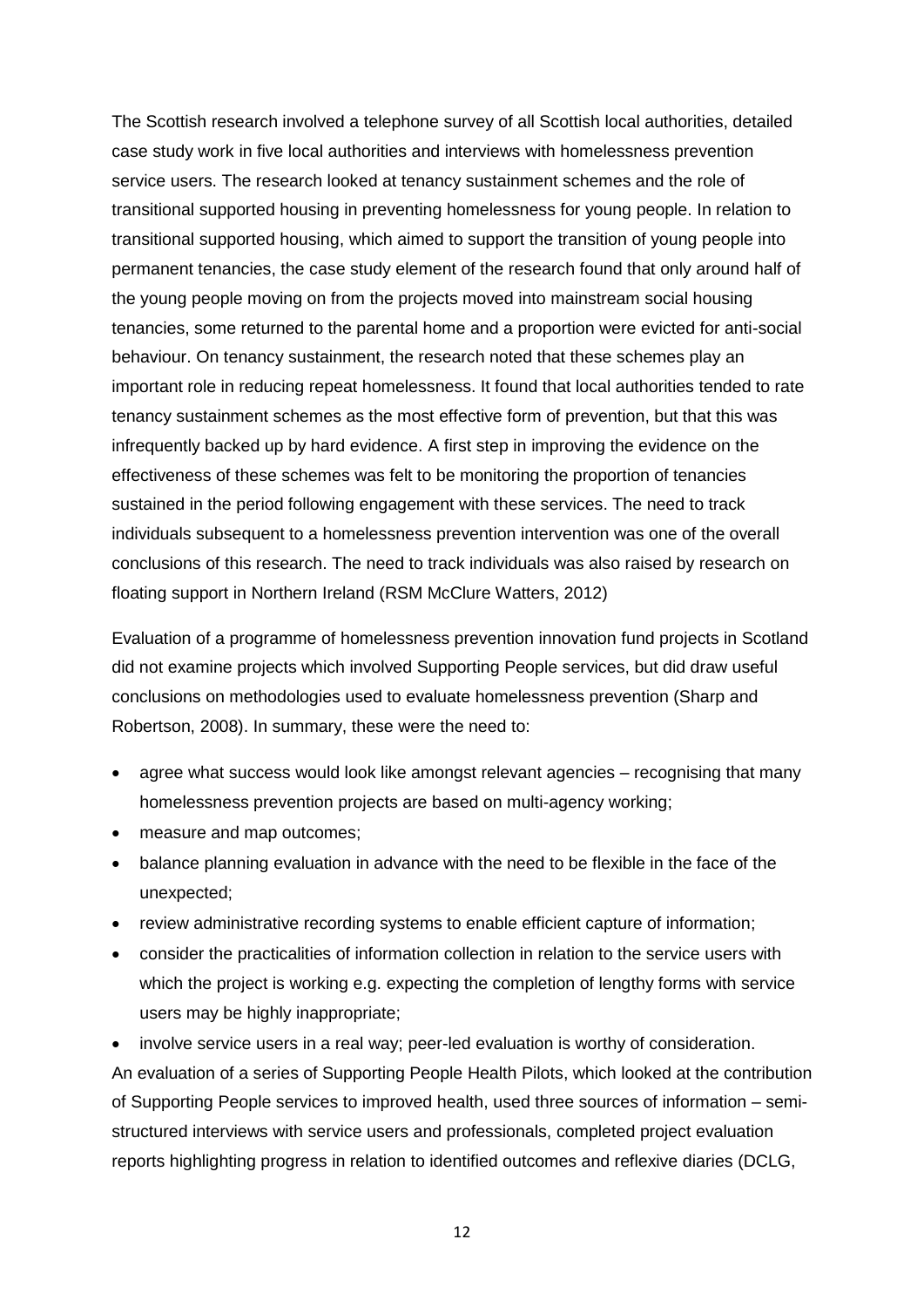The Scottish research involved a telephone survey of all Scottish local authorities, detailed case study work in five local authorities and interviews with homelessness prevention service users. The research looked at tenancy sustainment schemes and the role of transitional supported housing in preventing homelessness for young people. In relation to transitional supported housing, which aimed to support the transition of young people into permanent tenancies, the case study element of the research found that only around half of the young people moving on from the projects moved into mainstream social housing tenancies, some returned to the parental home and a proportion were evicted for anti-social behaviour. On tenancy sustainment, the research noted that these schemes play an important role in reducing repeat homelessness. It found that local authorities tended to rate tenancy sustainment schemes as the most effective form of prevention, but that this was infrequently backed up by hard evidence. A first step in improving the evidence on the effectiveness of these schemes was felt to be monitoring the proportion of tenancies sustained in the period following engagement with these services. The need to track individuals subsequent to a homelessness prevention intervention was one of the overall conclusions of this research. The need to track individuals was also raised by research on floating support in Northern Ireland (RSM McClure Watters, 2012)

Evaluation of a programme of homelessness prevention innovation fund projects in Scotland did not examine projects which involved Supporting People services, but did draw useful conclusions on methodologies used to evaluate homelessness prevention (Sharp and Robertson, 2008). In summary, these were the need to:

- agree what success would look like amongst relevant agencies – recognising that many homelessness prevention projects are based on multi-agency working;
- measure and map outcomes;
- balance planning evaluation in advance with the need to be flexible in the face of the unexpected;
- review administrative recording systems to enable efficient capture of information;
- consider the practicalities of information collection in relation to the service users with which the project is working e.g. expecting the completion of lengthy forms with service users may be highly inappropriate;
- involve service users in a real way; peer-led evaluation is worthy of consideration.

An evaluation of a series of Supporting People Health Pilots, which looked at the contribution of Supporting People services to improved health, used three sources of information – semi-structured interviews with service users and professionals, completed project evaluation reports highlighting progress in relation to identified outcomes and reflexive diaries (DCLG,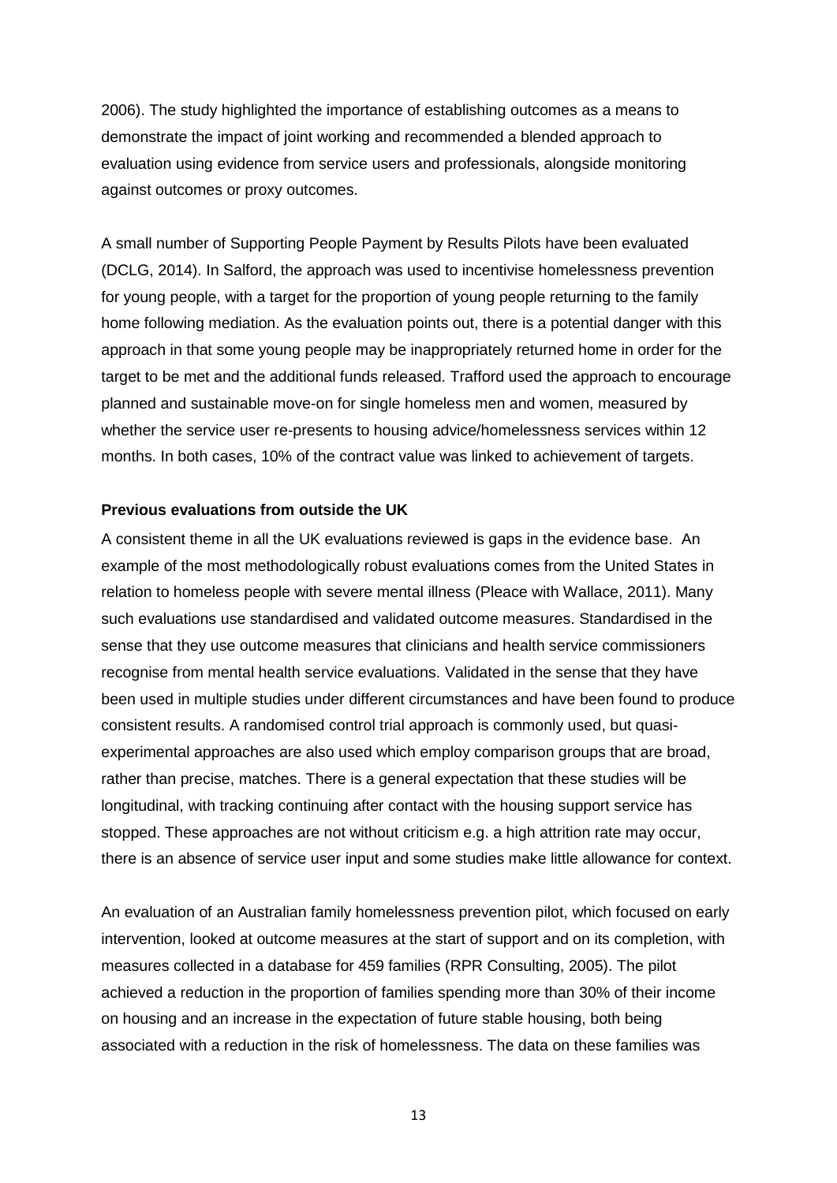2006). The study highlighted the importance of establishing outcomes as a means to demonstrate the impact of joint working and recommended a blended approach to evaluation using evidence from service users and professionals, alongside monitoring against outcomes or proxy outcomes.

A small number of Supporting People Payment by Results Pilots have been evaluated (DCLG, 2014). In Salford, the approach was used to incentivise homelessness prevention for young people, with a target for the proportion of young people returning to the family home following mediation. As the evaluation points out, there is a potential danger with this approach in that some young people may be inappropriately returned home in order for the target to be met and the additional funds released. Trafford used the approach to encourage planned and sustainable move-on for single homeless men and women, measured by whether the service user re-presents to housing advice/homelessness services within 12 months. In both cases, 10% of the contract value was linked to achievement of targets.

**Previous evaluations from outside the UK**

A consistent theme in all the UK evaluations reviewed is gaps in the evidence base. An example of the most methodologically robust evaluations comes from the United States in relation to homeless people with severe mental illness (Pleace with Wallace, 2011). Many such evaluations use standardised and validated outcome measures. Standardised in the sense that they use outcome measures that clinicians and health service commissioners recognise from mental health service evaluations. Validated in the sense that they have been used in multiple studies under different circumstances and have been found to produce consistent results. A randomised control trial approach is commonly used, but quasi-experimental approaches are also used which employ comparison groups that are broad, rather than precise, matches. There is a general expectation that these studies will be longitudinal, with tracking continuing after contact with the housing support service has stopped. These approaches are not without criticism e.g. a high attrition rate may occur, there is an absence of service user input and some studies make little allowance for context.

An evaluation of an Australian family homelessness prevention pilot, which focused on early intervention, looked at outcome measures at the start of support and on its completion, with measures collected in a database for 459 families (RPR Consulting, 2005). The pilot achieved a reduction in the proportion of families spending more than 30% of their income on housing and an increase in the expectation of future stable housing, both being associated with a reduction in the risk of homelessness. The data on these families was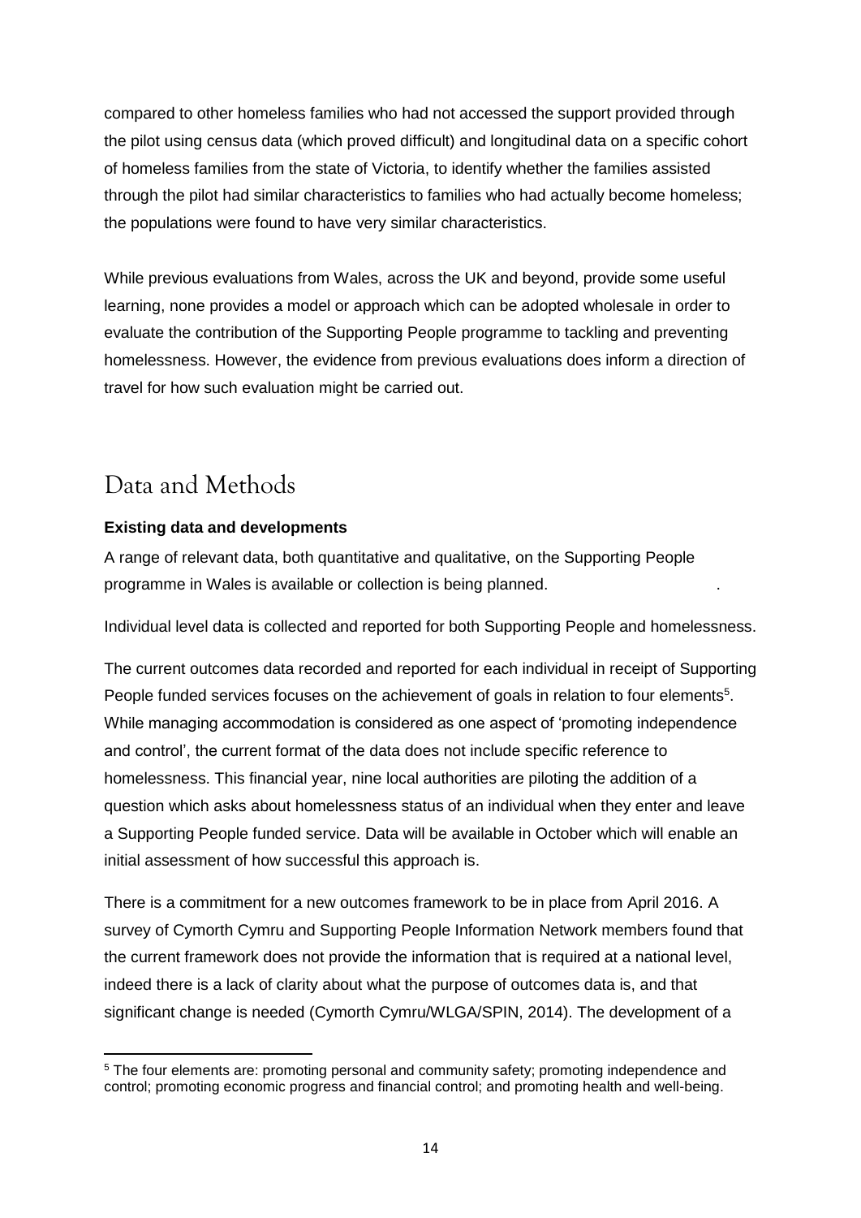compared to other homeless families who had not accessed the support provided through the pilot using census data (which proved difficult) and longitudinal data on a specific cohort of homeless families from the state of Victoria, to identify whether the families assisted through the pilot had similar characteristics to families who had actually become homeless; the populations were found to have very similar characteristics.

While previous evaluations from Wales, across the UK and beyond, provide some useful learning, none provides a model or approach which can be adopted wholesale in order to evaluate the contribution of the Supporting People programme to tackling and preventing homelessness. However, the evidence from previous evaluations does inform a direction of travel for how such evaluation might be carried out.

## Data and Methods

**Existing data and developments**

A range of relevant data, both quantitative and qualitative, on the Supporting People programme in Wales is available or collection is being planned.

Individual level data is collected and reported for both Supporting People and homelessness.

The current outcomes data recorded and reported for each individual in receipt of Supporting People funded services focuses on the achievement of goals in relation to four elements[5]. While managing accommodation is considered as one aspect of 'promoting independence and control', the current format of the data does not include specific reference to homelessness. This financial year, nine local authorities are piloting the addition of a question which asks about homelessness status of an individual when they enter and leave a Supporting People funded service. Data will be available in October which will enable an initial assessment of how successful this approach is.

There is a commitment for a new outcomes framework to be in place from April 2016. A survey of Cymorth Cymru and Supporting People Information Network members found that the current framework does not provide the information that is required at a national level, indeed there is a lack of clarity about what the purpose of outcomes data is, and that significant change is needed (Cymorth Cymru/WLGA/SPIN, 2014). The development of a

[5] The four elements are: promoting personal and community safety; promoting independence and control; promoting economic progress and financial control; and promoting health and well-being.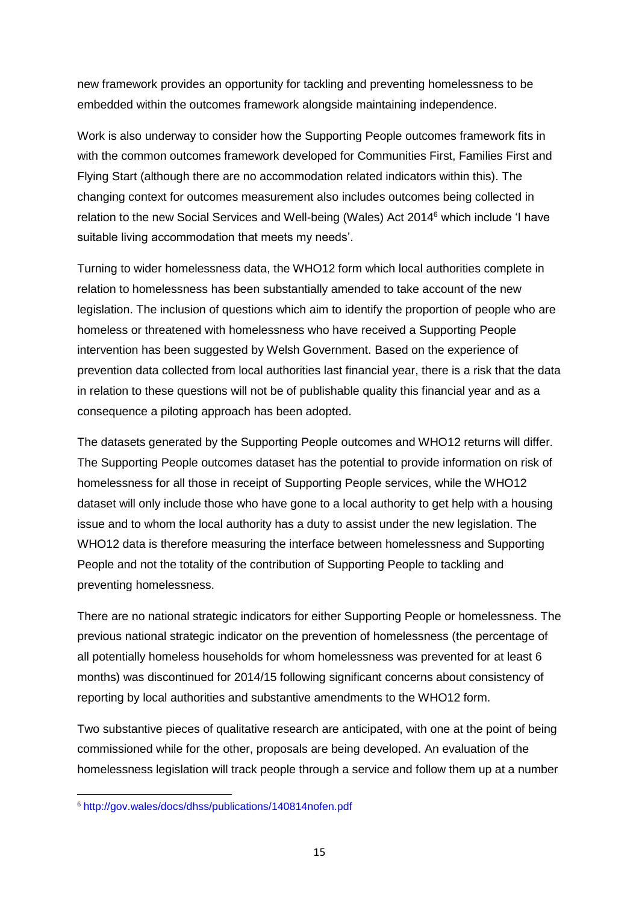new framework provides an opportunity for tackling and preventing homelessness to be embedded within the outcomes framework alongside maintaining independence.

Work is also underway to consider how the Supporting People outcomes framework fits in with the common outcomes framework developed for Communities First, Families First and Flying Start (although there are no accommodation related indicators within this). The changing context for outcomes measurement also includes outcomes being collected in relation to the new Social Services and Well-being (Wales) Act 2014[6] which include 'I have suitable living accommodation that meets my needs'.

Turning to wider homelessness data, the WHO12 form which local authorities complete in relation to homelessness has been substantially amended to take account of the new legislation. The inclusion of questions which aim to identify the proportion of people who are homeless or threatened with homelessness who have received a Supporting People intervention has been suggested by Welsh Government. Based on the experience of prevention data collected from local authorities last financial year, there is a risk that the data in relation to these questions will not be of publishable quality this financial year and as a consequence a piloting approach has been adopted.

The datasets generated by the Supporting People outcomes and WHO12 returns will differ. The Supporting People outcomes dataset has the potential to provide information on risk of homelessness for all those in receipt of Supporting People services, while the WHO12 dataset will only include those who have gone to a local authority to get help with a housing issue and to whom the local authority has a duty to assist under the new legislation. The WHO12 data is therefore measuring the interface between homelessness and Supporting People and not the totality of the contribution of Supporting People to tackling and preventing homelessness.

There are no national strategic indicators for either Supporting People or homelessness. The previous national strategic indicator on the prevention of homelessness (the percentage of all potentially homeless households for whom homelessness was prevented for at least 6 months) was discontinued for 2014/15 following significant concerns about consistency of reporting by local authorities and substantive amendments to the WHO12 form.

Two substantive pieces of qualitative research are anticipated, with one at the point of being commissioned while for the other, proposals are being developed. An evaluation of the homelessness legislation will track people through a service and follow them up at a number

[6] http://gov.wales/docs/dhss/publications/140814nofen.pdf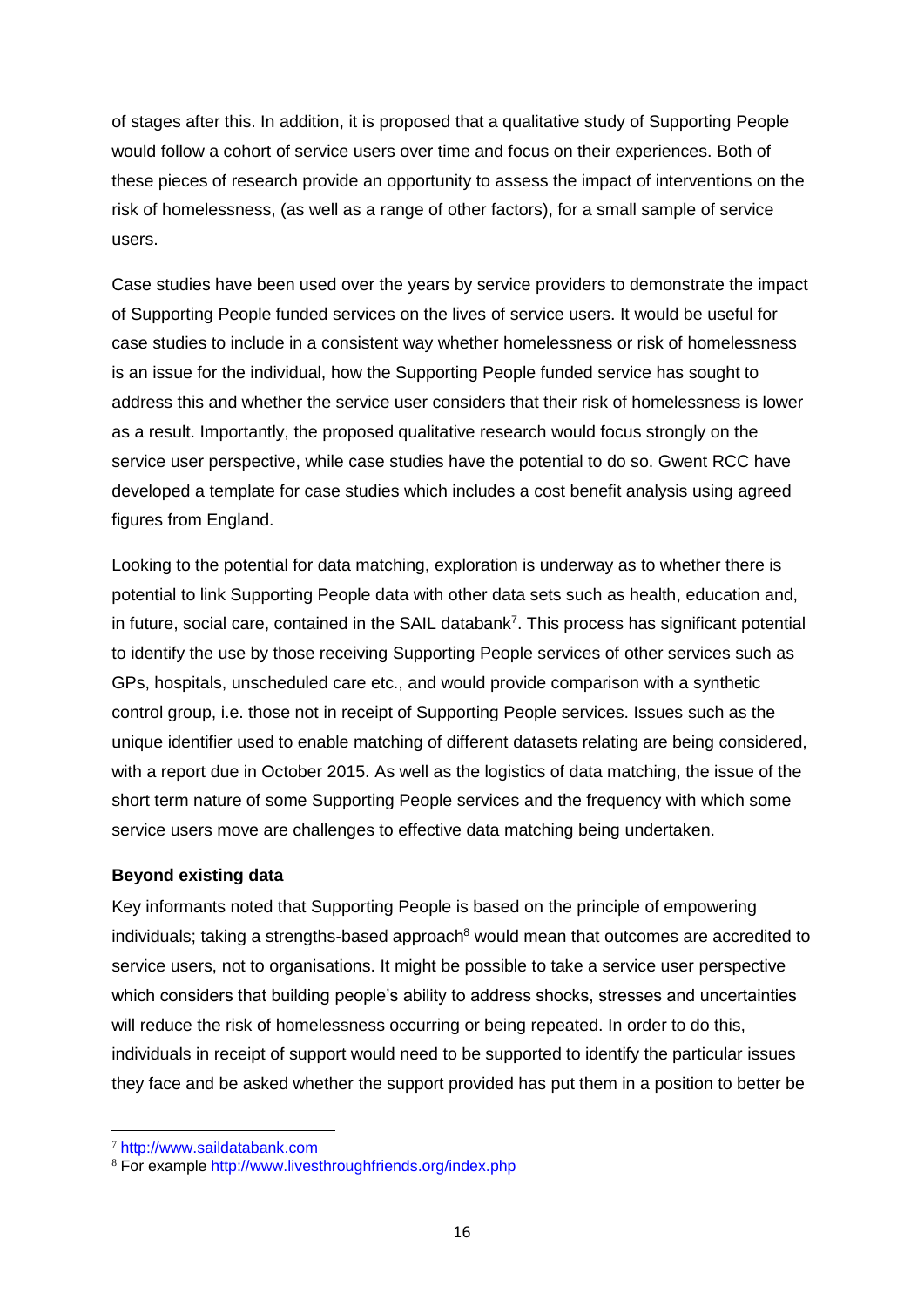of stages after this. In addition, it is proposed that a qualitative study of Supporting People would follow a cohort of service users over time and focus on their experiences. Both of these pieces of research provide an opportunity to assess the impact of interventions on the risk of homelessness, (as well as a range of other factors), for a small sample of service users.

Case studies have been used over the years by service providers to demonstrate the impact of Supporting People funded services on the lives of service users. It would be useful for case studies to include in a consistent way whether homelessness or risk of homelessness is an issue for the individual, how the Supporting People funded service has sought to address this and whether the service user considers that their risk of homelessness is lower as a result. Importantly, the proposed qualitative research would focus strongly on the service user perspective, while case studies have the potential to do so. Gwent RCC have developed a template for case studies which includes a cost benefit analysis using agreed figures from England.

Looking to the potential for data matching, exploration is underway as to whether there is potential to link Supporting People data with other data sets such as health, education and, in future, social care, contained in the SAIL databank[7]. This process has significant potential to identify the use by those receiving Supporting People services of other services such as GPs, hospitals, unscheduled care etc., and would provide comparison with a synthetic control group, i.e. those not in receipt of Supporting People services. Issues such as the unique identifier used to enable matching of different datasets relating are being considered, with a report due in October 2015. As well as the logistics of data matching, the issue of the short term nature of some Supporting People services and the frequency with which some service users move are challenges to effective data matching being undertaken.

**Beyond existing data**

Key informants noted that Supporting People is based on the principle of empowering individuals; taking a strengths-based approach[8] would mean that outcomes are accredited to service users, not to organisations. It might be possible to take a service user perspective which considers that building people's ability to address shocks, stresses and uncertainties will reduce the risk of homelessness occurring or being repeated. In order to do this, individuals in receipt of support would need to be supported to identify the particular issues they face and be asked whether the support provided has put them in a position to better be

---

[7] http://www.saildatabank.com

[8] For example http://www.livesthroughfriends.org/index.php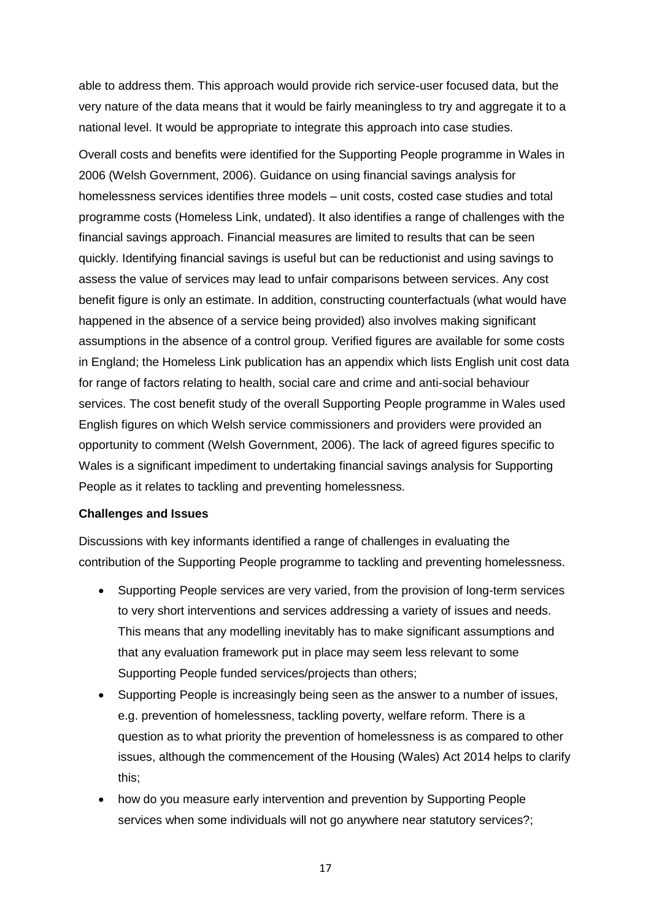able to address them. This approach would provide rich service-user focused data, but the very nature of the data means that it would be fairly meaningless to try and aggregate it to a national level. It would be appropriate to integrate this approach into case studies.

Overall costs and benefits were identified for the Supporting People programme in Wales in 2006 (Welsh Government, 2006). Guidance on using financial savings analysis for homelessness services identifies three models – unit costs, costed case studies and total programme costs (Homeless Link, undated). It also identifies a range of challenges with the financial savings approach. Financial measures are limited to results that can be seen quickly. Identifying financial savings is useful but can be reductionist and using savings to assess the value of services may lead to unfair comparisons between services. Any cost benefit figure is only an estimate. In addition, constructing counterfactuals (what would have happened in the absence of a service being provided) also involves making significant assumptions in the absence of a control group. Verified figures are available for some costs in England; the Homeless Link publication has an appendix which lists English unit cost data for range of factors relating to health, social care and crime and anti-social behaviour services. The cost benefit study of the overall Supporting People programme in Wales used English figures on which Welsh service commissioners and providers were provided an opportunity to comment (Welsh Government, 2006). The lack of agreed figures specific to Wales is a significant impediment to undertaking financial savings analysis for Supporting People as it relates to tackling and preventing homelessness.

**Challenges and Issues**

Discussions with key informants identified a range of challenges in evaluating the contribution of the Supporting People programme to tackling and preventing homelessness.

- Supporting People services are very varied, from the provision of long-term services to very short interventions and services addressing a variety of issues and needs. This means that any modelling inevitably has to make significant assumptions and that any evaluation framework put in place may seem less relevant to some Supporting People funded services/projects than others;
- Supporting People is increasingly being seen as the answer to a number of issues, e.g. prevention of homelessness, tackling poverty, welfare reform. There is a question as to what priority the prevention of homelessness is as compared to other issues, although the commencement of the Housing (Wales) Act 2014 helps to clarify this;
- how do you measure early intervention and prevention by Supporting People services when some individuals will not go anywhere near statutory services?;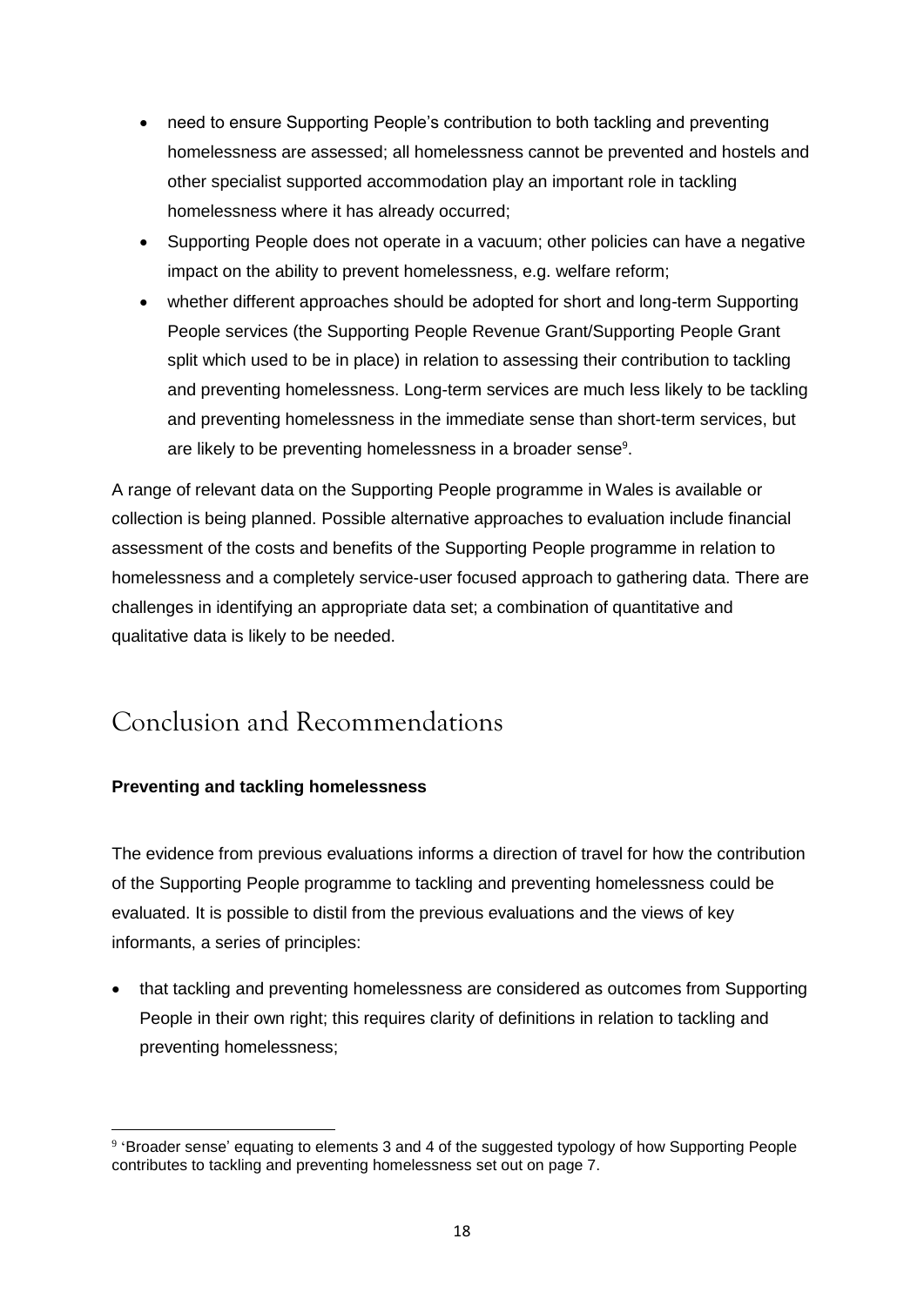- need to ensure Supporting People's contribution to both tackling and preventing homelessness are assessed; all homelessness cannot be prevented and hostels and other specialist supported accommodation play an important role in tackling homelessness where it has already occurred;
- Supporting People does not operate in a vacuum; other policies can have a negative impact on the ability to prevent homelessness, e.g. welfare reform;
- whether different approaches should be adopted for short and long-term Supporting People services (the Supporting People Revenue Grant/Supporting People Grant split which used to be in place) in relation to assessing their contribution to tackling and preventing homelessness. Long-term services are much less likely to be tackling and preventing homelessness in the immediate sense than short-term services, but are likely to be preventing homelessness in a broader sense[9].

A range of relevant data on the Supporting People programme in Wales is available or collection is being planned. Possible alternative approaches to evaluation include financial assessment of the costs and benefits of the Supporting People programme in relation to homelessness and a completely service-user focused approach to gathering data. There are challenges in identifying an appropriate data set; a combination of quantitative and qualitative data is likely to be needed.

# Conclusion and Recommendations

**Preventing and tackling homelessness**

The evidence from previous evaluations informs a direction of travel for how the contribution of the Supporting People programme to tackling and preventing homelessness could be evaluated. It is possible to distil from the previous evaluations and the views of key informants, a series of principles:

- that tackling and preventing homelessness are considered as outcomes from Supporting People in their own right; this requires clarity of definitions in relation to tackling and preventing homelessness;

[9] 'Broader sense' equating to elements 3 and 4 of the suggested typology of how Supporting People contributes to tackling and preventing homelessness set out on page 7.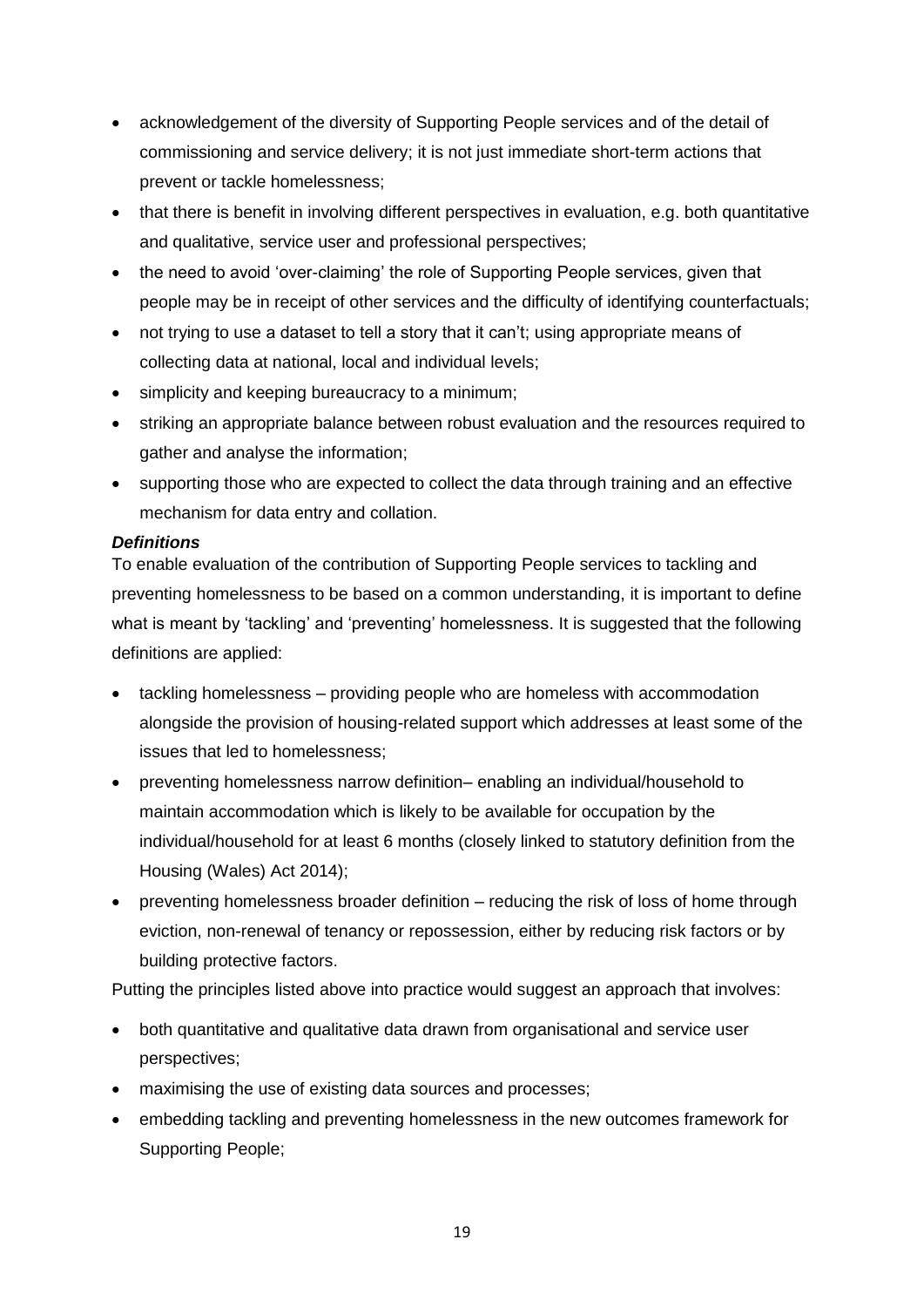- acknowledgement of the diversity of Supporting People services and of the detail of commissioning and service delivery; it is not just immediate short-term actions that prevent or tackle homelessness;
- that there is benefit in involving different perspectives in evaluation, e.g. both quantitative and qualitative, service user and professional perspectives;
- the need to avoid 'over-claiming' the role of Supporting People services, given that people may be in receipt of other services and the difficulty of identifying counterfactuals;
- not trying to use a dataset to tell a story that it can't; using appropriate means of collecting data at national, local and individual levels;
- simplicity and keeping bureaucracy to a minimum;
- striking an appropriate balance between robust evaluation and the resources required to gather and analyse the information;
- supporting those who are expected to collect the data through training and an effective mechanism for data entry and collation.

***Definitions***

To enable evaluation of the contribution of Supporting People services to tackling and preventing homelessness to be based on a common understanding, it is important to define what is meant by 'tackling' and 'preventing' homelessness. It is suggested that the following definitions are applied:

- tackling homelessness – providing people who are homeless with accommodation alongside the provision of housing-related support which addresses at least some of the issues that led to homelessness;
- preventing homelessness narrow definition– enabling an individual/household to maintain accommodation which is likely to be available for occupation by the individual/household for at least 6 months (closely linked to statutory definition from the Housing (Wales) Act 2014);
- preventing homelessness broader definition – reducing the risk of loss of home through eviction, non-renewal of tenancy or repossession, either by reducing risk factors or by building protective factors.

Putting the principles listed above into practice would suggest an approach that involves:

- both quantitative and qualitative data drawn from organisational and service user perspectives;
- maximising the use of existing data sources and processes;
- embedding tackling and preventing homelessness in the new outcomes framework for Supporting People;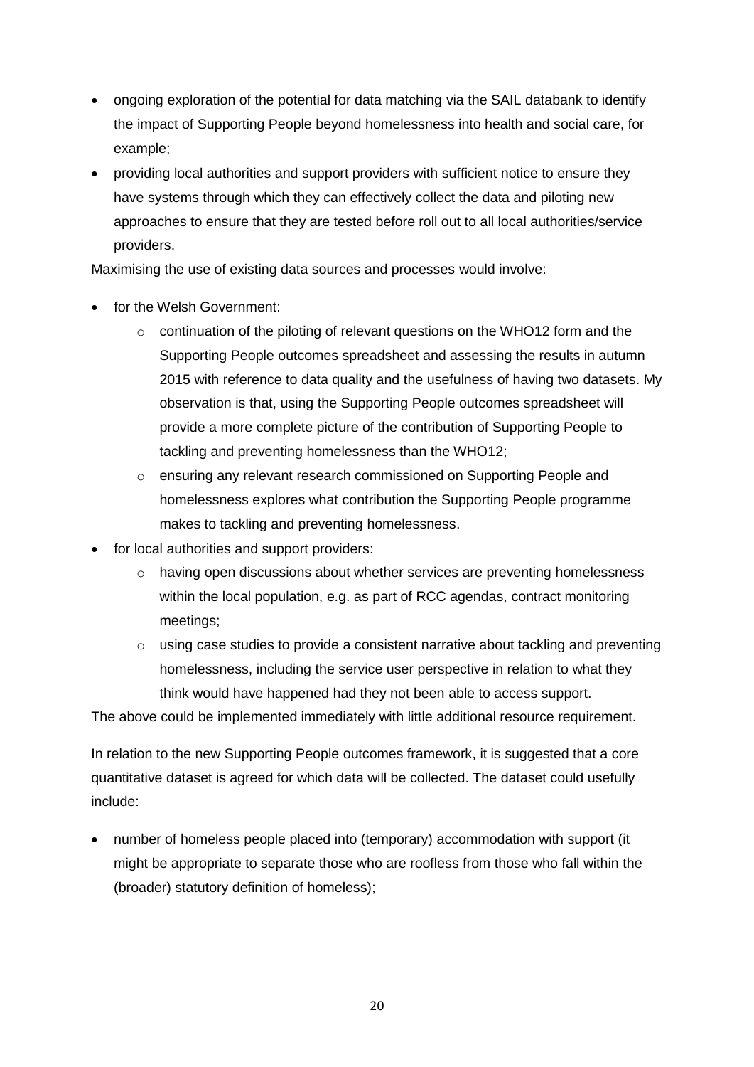- ongoing exploration of the potential for data matching via the SAIL databank to identify the impact of Supporting People beyond homelessness into health and social care, for example;
- providing local authorities and support providers with sufficient notice to ensure they have systems through which they can effectively collect the data and piloting new approaches to ensure that they are tested before roll out to all local authorities/service providers.

Maximising the use of existing data sources and processes would involve:

- for the Welsh Government:
  - continuation of the piloting of relevant questions on the WHO12 form and the Supporting People outcomes spreadsheet and assessing the results in autumn 2015 with reference to data quality and the usefulness of having two datasets. My observation is that, using the Supporting People outcomes spreadsheet will provide a more complete picture of the contribution of Supporting People to tackling and preventing homelessness than the WHO12;
  - ensuring any relevant research commissioned on Supporting People and homelessness explores what contribution the Supporting People programme makes to tackling and preventing homelessness.
- for local authorities and support providers:
  - having open discussions about whether services are preventing homelessness within the local population, e.g. as part of RCC agendas, contract monitoring meetings;
  - using case studies to provide a consistent narrative about tackling and preventing homelessness, including the service user perspective in relation to what they think would have happened had they not been able to access support.

The above could be implemented immediately with little additional resource requirement.

In relation to the new Supporting People outcomes framework, it is suggested that a core quantitative dataset is agreed for which data will be collected. The dataset could usefully include:

- number of homeless people placed into (temporary) accommodation with support (it might be appropriate to separate those who are roofless from those who fall within the (broader) statutory definition of homeless);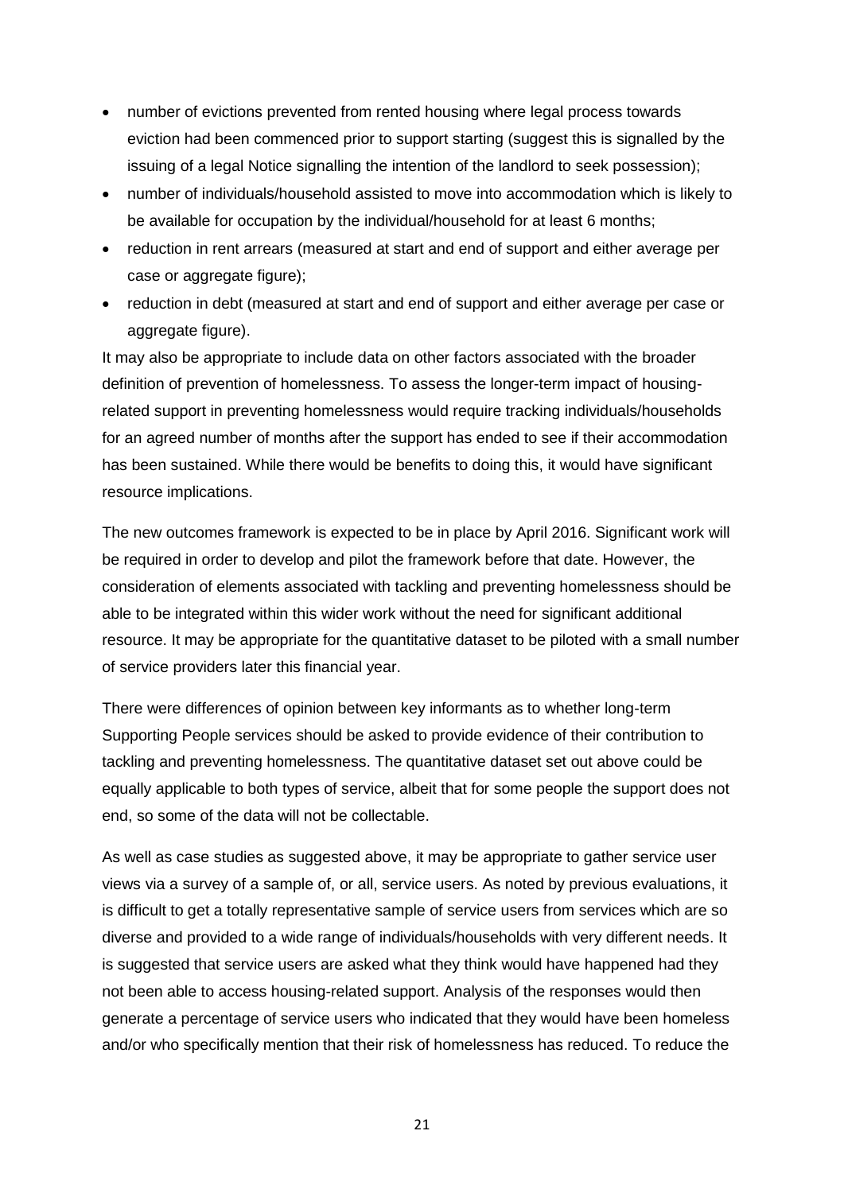- number of evictions prevented from rented housing where legal process towards eviction had been commenced prior to support starting (suggest this is signalled by the issuing of a legal Notice signalling the intention of the landlord to seek possession);
- number of individuals/household assisted to move into accommodation which is likely to be available for occupation by the individual/household for at least 6 months;
- reduction in rent arrears (measured at start and end of support and either average per case or aggregate figure);
- reduction in debt (measured at start and end of support and either average per case or aggregate figure).

It may also be appropriate to include data on other factors associated with the broader definition of prevention of homelessness. To assess the longer-term impact of housing-related support in preventing homelessness would require tracking individuals/households for an agreed number of months after the support has ended to see if their accommodation has been sustained. While there would be benefits to doing this, it would have significant resource implications.

The new outcomes framework is expected to be in place by April 2016. Significant work will be required in order to develop and pilot the framework before that date. However, the consideration of elements associated with tackling and preventing homelessness should be able to be integrated within this wider work without the need for significant additional resource. It may be appropriate for the quantitative dataset to be piloted with a small number of service providers later this financial year.

There were differences of opinion between key informants as to whether long-term Supporting People services should be asked to provide evidence of their contribution to tackling and preventing homelessness. The quantitative dataset set out above could be equally applicable to both types of service, albeit that for some people the support does not end, so some of the data will not be collectable.

As well as case studies as suggested above, it may be appropriate to gather service user views via a survey of a sample of, or all, service users. As noted by previous evaluations, it is difficult to get a totally representative sample of service users from services which are so diverse and provided to a wide range of individuals/households with very different needs. It is suggested that service users are asked what they think would have happened had they not been able to access housing-related support. Analysis of the responses would then generate a percentage of service users who indicated that they would have been homeless and/or who specifically mention that their risk of homelessness has reduced. To reduce the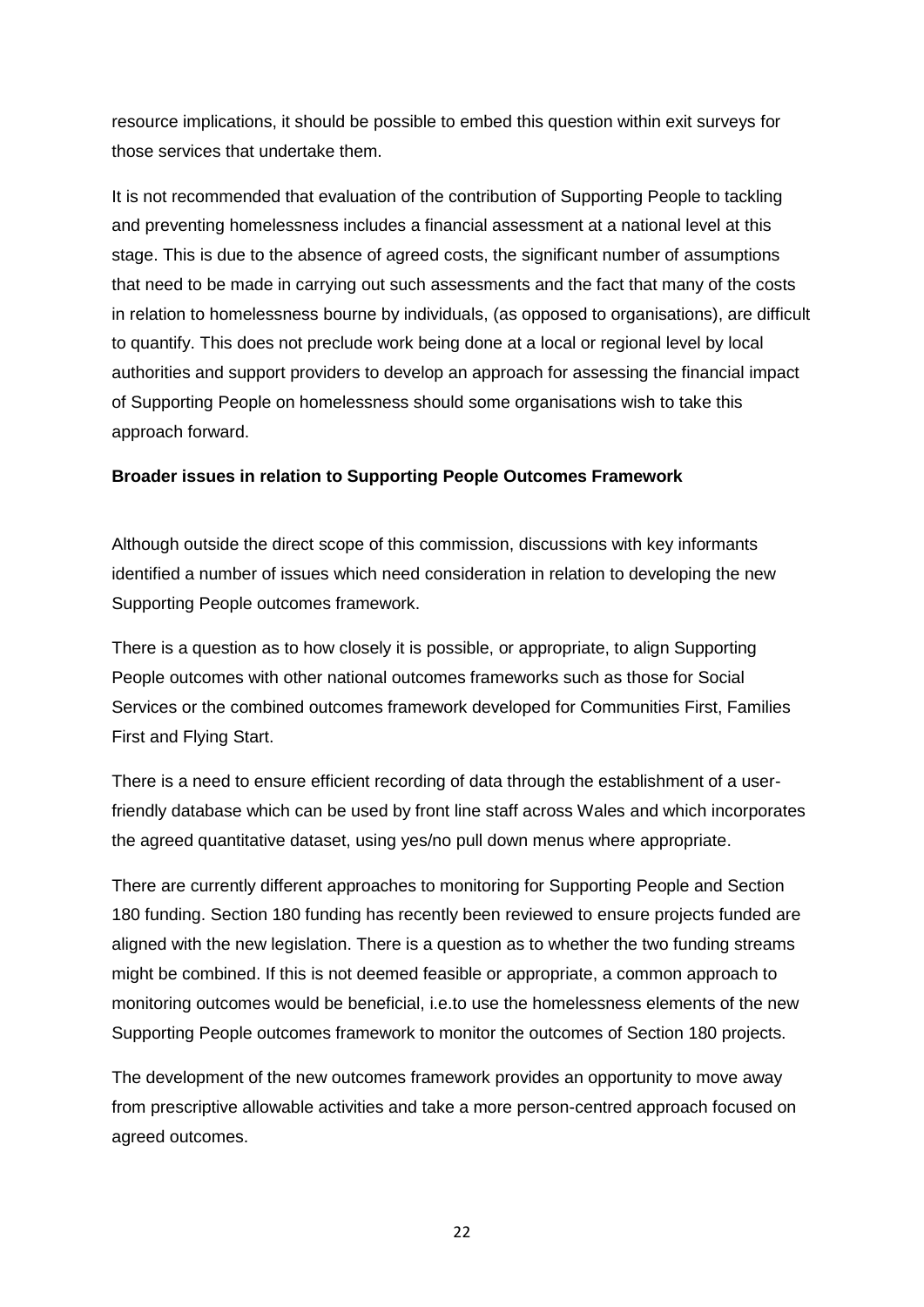resource implications, it should be possible to embed this question within exit surveys for those services that undertake them.

It is not recommended that evaluation of the contribution of Supporting People to tackling and preventing homelessness includes a financial assessment at a national level at this stage. This is due to the absence of agreed costs, the significant number of assumptions that need to be made in carrying out such assessments and the fact that many of the costs in relation to homelessness bourne by individuals, (as opposed to organisations), are difficult to quantify. This does not preclude work being done at a local or regional level by local authorities and support providers to develop an approach for assessing the financial impact of Supporting People on homelessness should some organisations wish to take this approach forward.

**Broader issues in relation to Supporting People Outcomes Framework**

Although outside the direct scope of this commission, discussions with key informants identified a number of issues which need consideration in relation to developing the new Supporting People outcomes framework.

There is a question as to how closely it is possible, or appropriate, to align Supporting People outcomes with other national outcomes frameworks such as those for Social Services or the combined outcomes framework developed for Communities First, Families First and Flying Start.

There is a need to ensure efficient recording of data through the establishment of a user-friendly database which can be used by front line staff across Wales and which incorporates the agreed quantitative dataset, using yes/no pull down menus where appropriate.

There are currently different approaches to monitoring for Supporting People and Section 180 funding. Section 180 funding has recently been reviewed to ensure projects funded are aligned with the new legislation. There is a question as to whether the two funding streams might be combined. If this is not deemed feasible or appropriate, a common approach to monitoring outcomes would be beneficial, i.e.to use the homelessness elements of the new Supporting People outcomes framework to monitor the outcomes of Section 180 projects.

The development of the new outcomes framework provides an opportunity to move away from prescriptive allowable activities and take a more person-centred approach focused on agreed outcomes.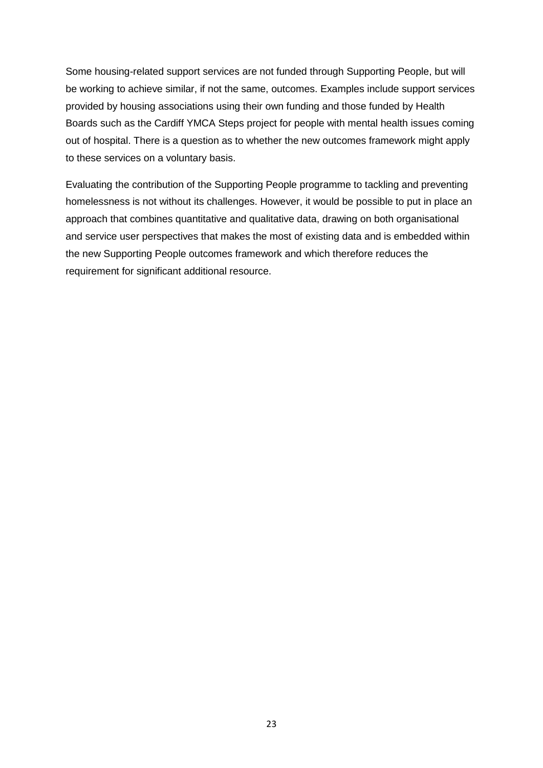Some housing-related support services are not funded through Supporting People, but will be working to achieve similar, if not the same, outcomes. Examples include support services provided by housing associations using their own funding and those funded by Health Boards such as the Cardiff YMCA Steps project for people with mental health issues coming out of hospital. There is a question as to whether the new outcomes framework might apply to these services on a voluntary basis.

Evaluating the contribution of the Supporting People programme to tackling and preventing homelessness is not without its challenges. However, it would be possible to put in place an approach that combines quantitative and qualitative data, drawing on both organisational and service user perspectives that makes the most of existing data and is embedded within the new Supporting People outcomes framework and which therefore reduces the requirement for significant additional resource.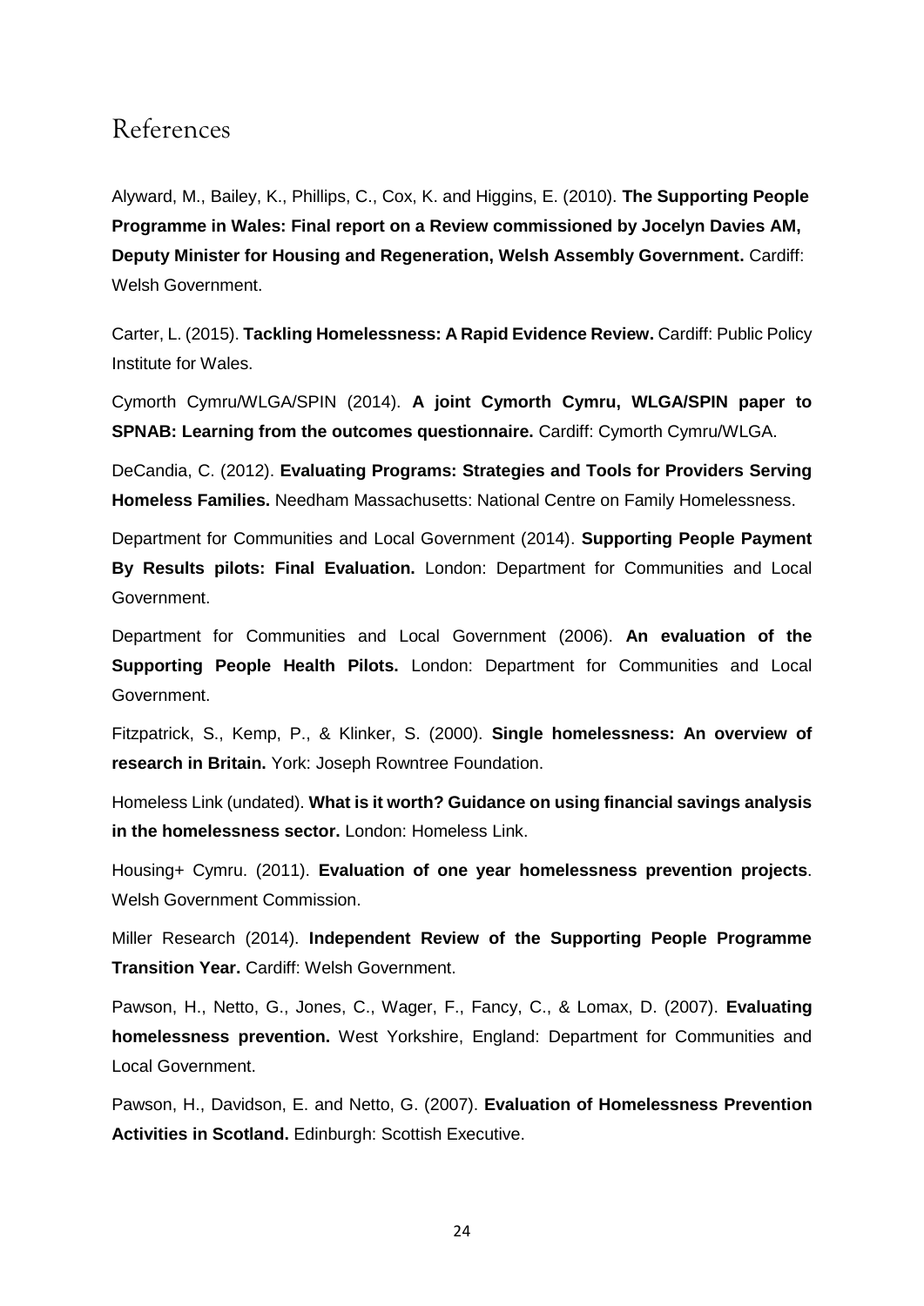# References

Alyward, M., Bailey, K., Phillips, C., Cox, K. and Higgins, E. (2010). **The Supporting People Programme in Wales: Final report on a Review commissioned by Jocelyn Davies AM, Deputy Minister for Housing and Regeneration, Welsh Assembly Government.** Cardiff: Welsh Government.

Carter, L. (2015). **Tackling Homelessness: A Rapid Evidence Review.** Cardiff: Public Policy Institute for Wales.

Cymorth Cymru/WLGA/SPIN (2014). **A joint Cymorth Cymru, WLGA/SPIN paper to SPNAB: Learning from the outcomes questionnaire.** Cardiff: Cymorth Cymru/WLGA.

DeCandia, C. (2012). **Evaluating Programs: Strategies and Tools for Providers Serving Homeless Families.** Needham Massachusetts: National Centre on Family Homelessness.

Department for Communities and Local Government (2014). **Supporting People Payment By Results pilots: Final Evaluation.** London: Department for Communities and Local Government.

Department for Communities and Local Government (2006). **An evaluation of the Supporting People Health Pilots.** London: Department for Communities and Local Government.

Fitzpatrick, S., Kemp, P., & Klinker, S. (2000). **Single homelessness: An overview of research in Britain.** York: Joseph Rowntree Foundation.

Homeless Link (undated). **What is it worth? Guidance on using financial savings analysis in the homelessness sector.** London: Homeless Link.

Housing+ Cymru. (2011). **Evaluation of one year homelessness prevention projects**. Welsh Government Commission.

Miller Research (2014). **Independent Review of the Supporting People Programme Transition Year.** Cardiff: Welsh Government.

Pawson, H., Netto, G., Jones, C., Wager, F., Fancy, C., & Lomax, D. (2007). **Evaluating homelessness prevention.** West Yorkshire, England: Department for Communities and Local Government.

Pawson, H., Davidson, E. and Netto, G. (2007). **Evaluation of Homelessness Prevention Activities in Scotland.** Edinburgh: Scottish Executive.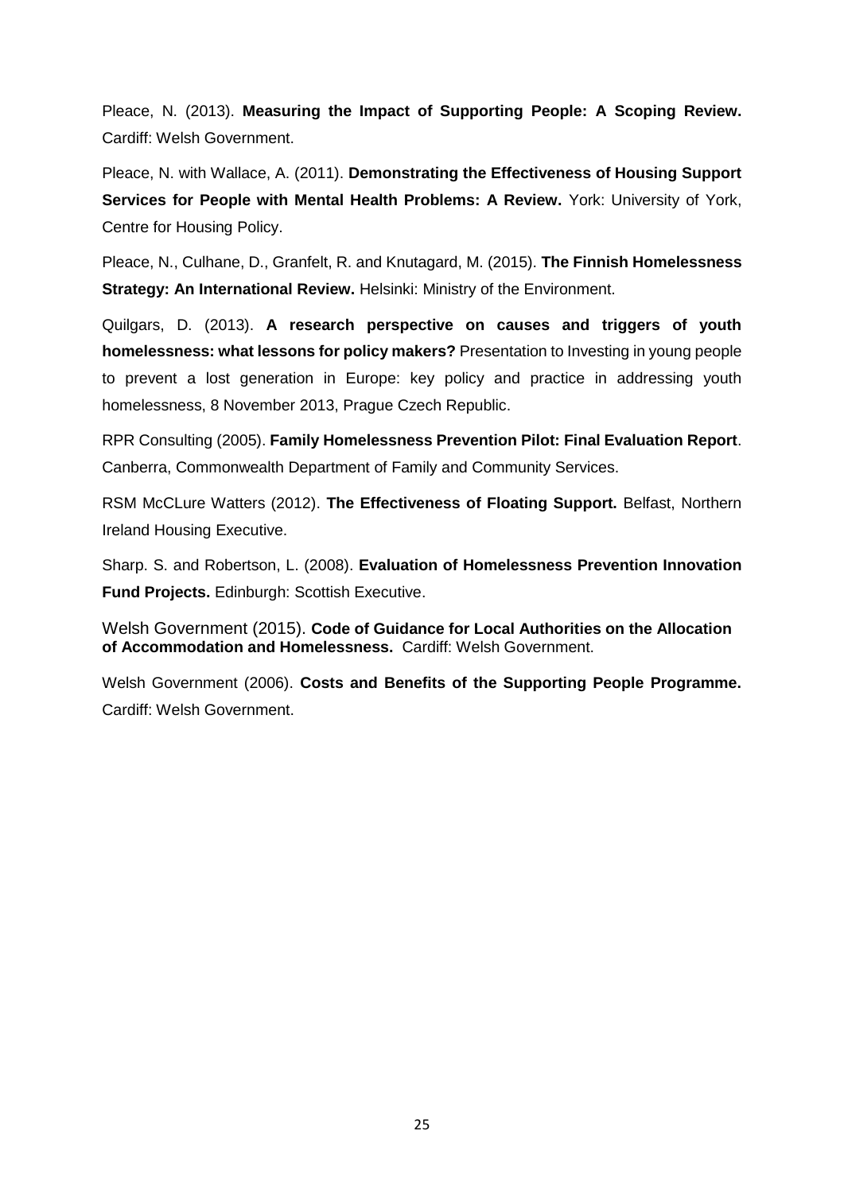Pleace, N. (2013). **Measuring the Impact of Supporting People: A Scoping Review.** Cardiff: Welsh Government.

Pleace, N. with Wallace, A. (2011). **Demonstrating the Effectiveness of Housing Support Services for People with Mental Health Problems: A Review.** York: University of York, Centre for Housing Policy.

Pleace, N., Culhane, D., Granfelt, R. and Knutagard, M. (2015). **The Finnish Homelessness Strategy: An International Review.** Helsinki: Ministry of the Environment.

Quilgars, D. (2013). **A research perspective on causes and triggers of youth homelessness: what lessons for policy makers?** Presentation to Investing in young people to prevent a lost generation in Europe: key policy and practice in addressing youth homelessness, 8 November 2013, Prague Czech Republic.

RPR Consulting (2005). **Family Homelessness Prevention Pilot: Final Evaluation Report**. Canberra, Commonwealth Department of Family and Community Services.

RSM McCLure Watters (2012). **The Effectiveness of Floating Support.** Belfast, Northern Ireland Housing Executive.

Sharp. S. and Robertson, L. (2008). **Evaluation of Homelessness Prevention Innovation Fund Projects.** Edinburgh: Scottish Executive.

Welsh Government (2015). **Code of Guidance for Local Authorities on the Allocation of Accommodation and Homelessness.** Cardiff: Welsh Government.

Welsh Government (2006). **Costs and Benefits of the Supporting People Programme.** Cardiff: Welsh Government.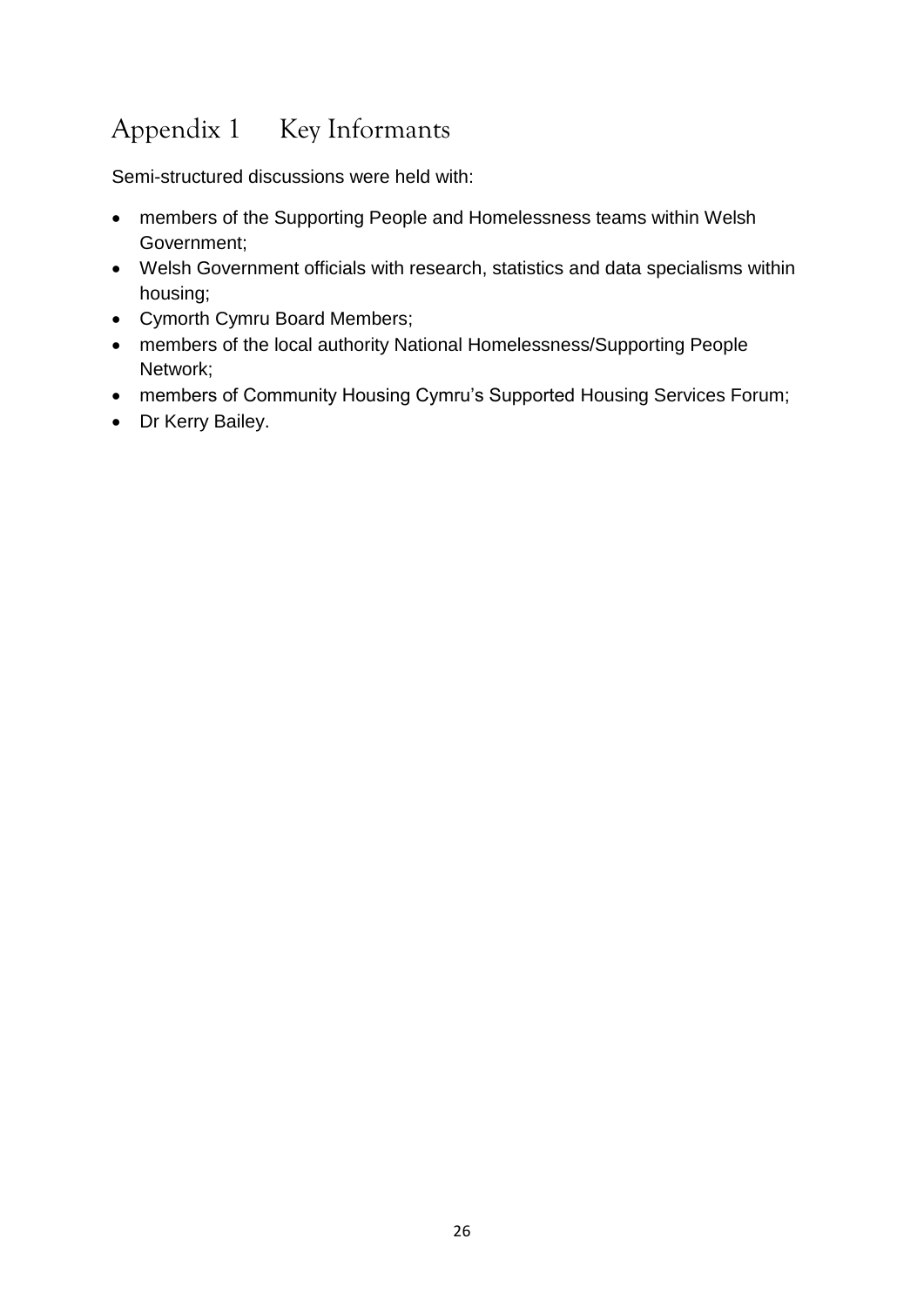# Appendix 1 Key Informants

Semi-structured discussions were held with:

- members of the Supporting People and Homelessness teams within Welsh Government;
- Welsh Government officials with research, statistics and data specialisms within housing;
- Cymorth Cymru Board Members;
- members of the local authority National Homelessness/Supporting People Network;
- members of Community Housing Cymru's Supported Housing Services Forum;
- Dr Kerry Bailey.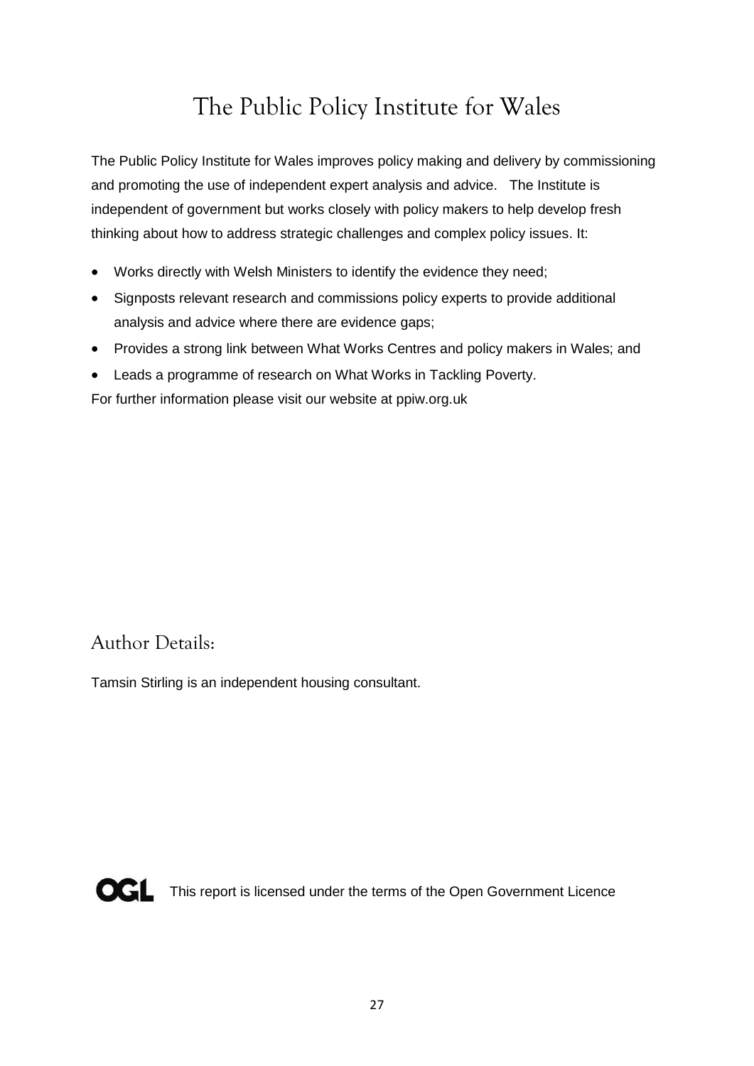# The Public Policy Institute for Wales

The Public Policy Institute for Wales improves policy making and delivery by commissioning and promoting the use of independent expert analysis and advice. The Institute is independent of government but works closely with policy makers to help develop fresh thinking about how to address strategic challenges and complex policy issues. It:

- Works directly with Welsh Ministers to identify the evidence they need;
- Signposts relevant research and commissions policy experts to provide additional analysis and advice where there are evidence gaps;
- Provides a strong link between What Works Centres and policy makers in Wales; and
- Leads a programme of research on What Works in Tackling Poverty.

For further information please visit our website at ppiw.org.uk

## Author Details:

Tamsin Stirling is an independent housing consultant.

OGL This report is licensed under the terms of the Open Government Licence